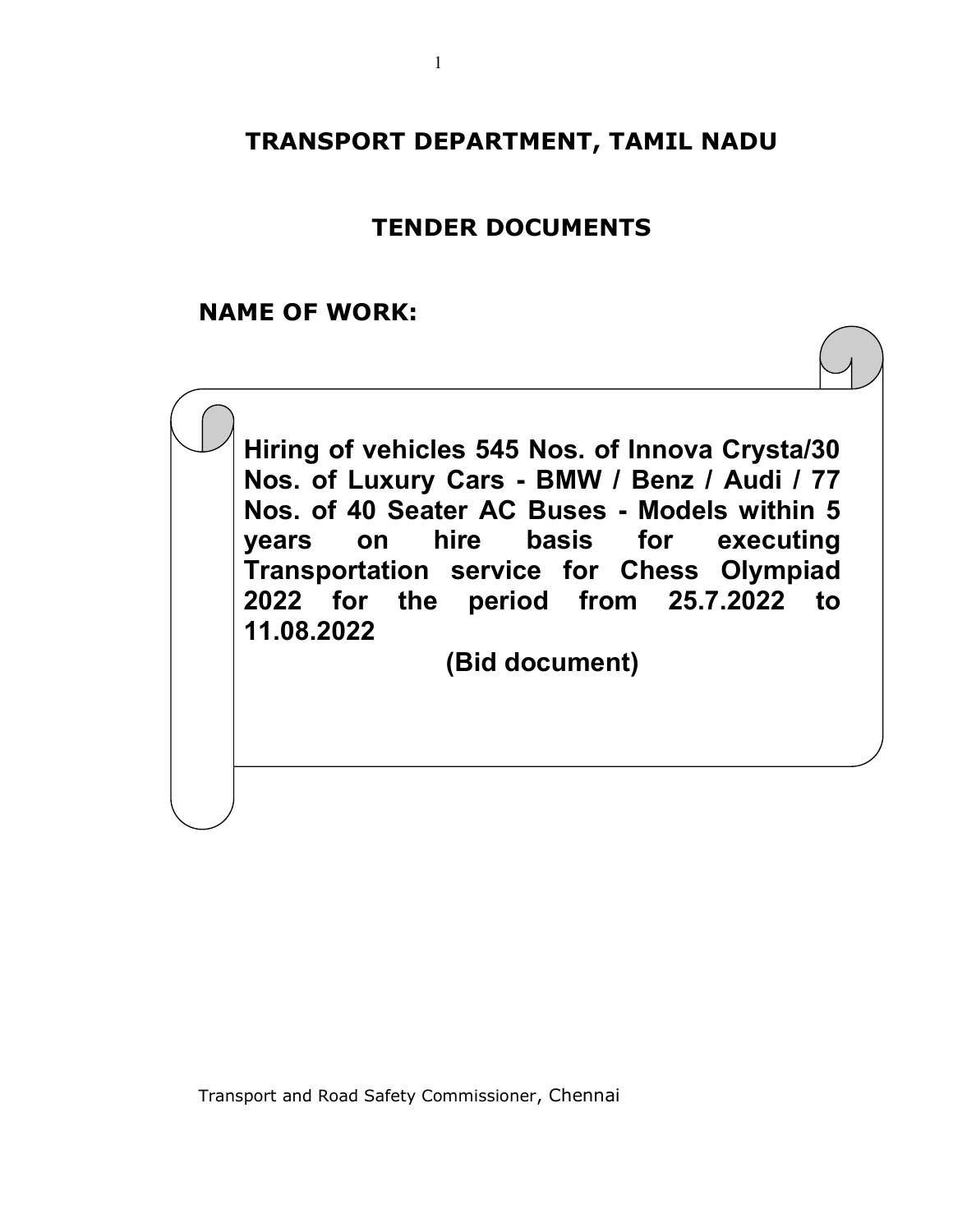# TRANSPORT DEPARTMENT, TAMIL NADU

## TENDER DOCUMENTS

### NAME OF WORK:

**Hiring of vehicles 545 Nos. of Innova Crysta/30 Nos. of Luxury Cars - BMW / Benz / Audi / 77 Nos. of 40 Seater AC Buses - Models within 5 years on hire basis for executing Transportation service for Chess Olympiad 2022 for the period from 25.7.2022 to 11.08.2022**

**(Bid document)**

Transport and Road Safety Commissioner, Chennai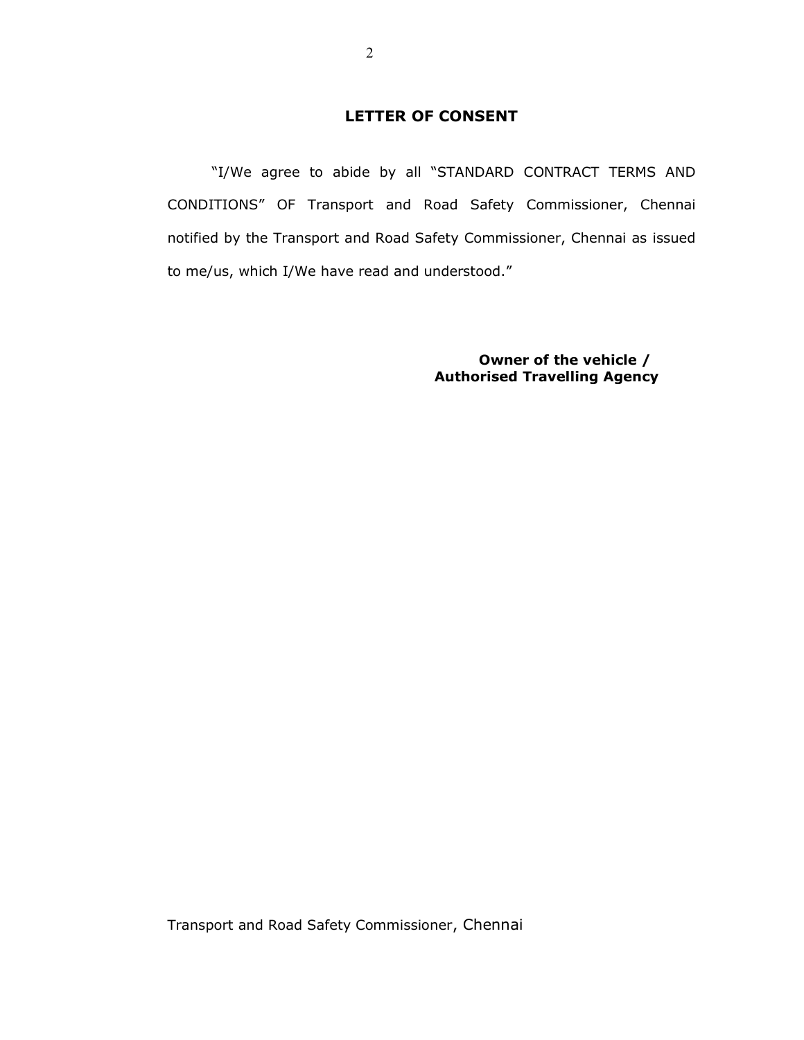## LETTER OF CONSENT

"I/We agree to abide by all "STANDARD CONTRACT TERMS AND CONDITIONS" OF Transport and Road Safety Commissioner, Chennai notified by the Transport and Road Safety Commissioner, Chennai as issued to me/us, which I/We have read and understood."

**Owner of the vehicle /**
**Authorised Travelling Agency**

Transport and Road Safety Commissioner, Chennai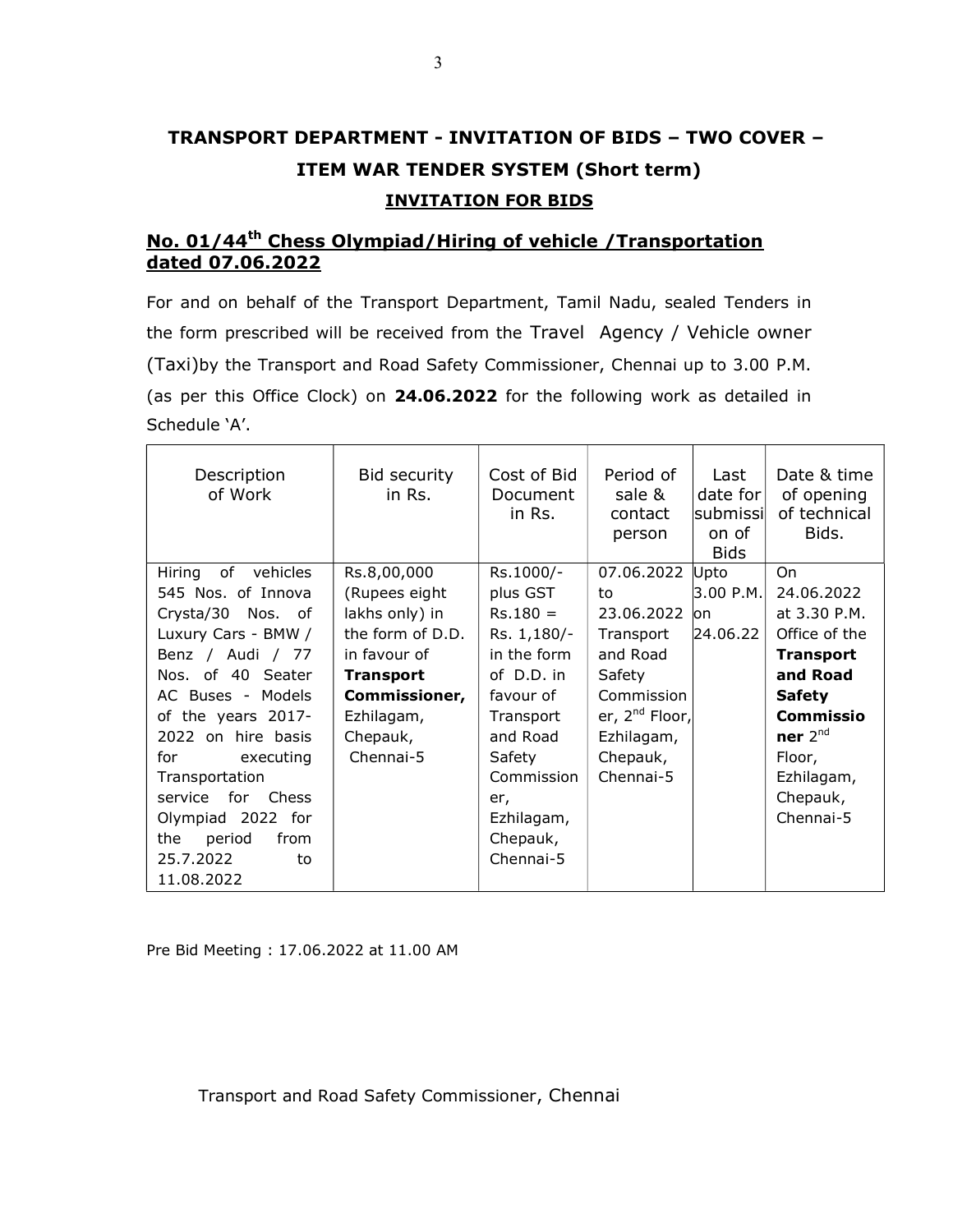## TRANSPORT DEPARTMENT - INVITATION OF BIDS – TWO COVER – ITEM WAR TENDER SYSTEM (Short term)

### INVITATION FOR BIDS

### No. 01/44th Chess Olympiad/Hiring of vehicle /Transportation dated 07.06.2022

For and on behalf of the Transport Department, Tamil Nadu, sealed Tenders in the form prescribed will be received from the Travel Agency / Vehicle owner (Taxi)by the Transport and Road Safety Commissioner, Chennai up to 3.00 P.M. (as per this Office Clock) on **24.06.2022** for the following work as detailed in Schedule 'A'.

| Description of Work | Bid security in Rs. | Cost of Bid Document in Rs. | Period of sale & contact person | Last date for submission of Bids | Date & time of opening of technical Bids. |
|---|---|---|---|---|---|
| Hiring of vehicles 545 Nos. of Innova Crysta/30 Nos. of Luxury Cars - BMW / Benz / Audi / 77 Nos. of 40 Seater AC Buses - Models of the years 2017-2022 on hire basis for executing Transportation service for Chess Olympiad 2022 for the period from 25.7.2022 to 11.08.2022 | Rs.8,00,000 (Rupees eight lakhs only) in the form of D.D. in favour of **Transport Commissioner,** Ezhilagam, Chepauk, Chennai-5 | Rs.1000/- plus GST Rs.180 = Rs. 1,180/- in the form of D.D. in favour of Transport and Road Safety Commissioner, Ezhilagam, Chepauk, Chennai-5 | 07.06.2022 to 23.06.2022 Transport and Road Safety Commissioner, 2nd Floor, Ezhilagam, Chepauk, Chennai-5 | Upto 3.00 P.M. on 24.06.22 | On 24.06.2022 at 3.30 P.M. Office of the **Transport and Road Safety Commissioner** 2nd Floor, Ezhilagam, Chepauk, Chennai-5 |

Pre Bid Meeting : 17.06.2022 at 11.00 AM

Transport and Road Safety Commissioner, Chennai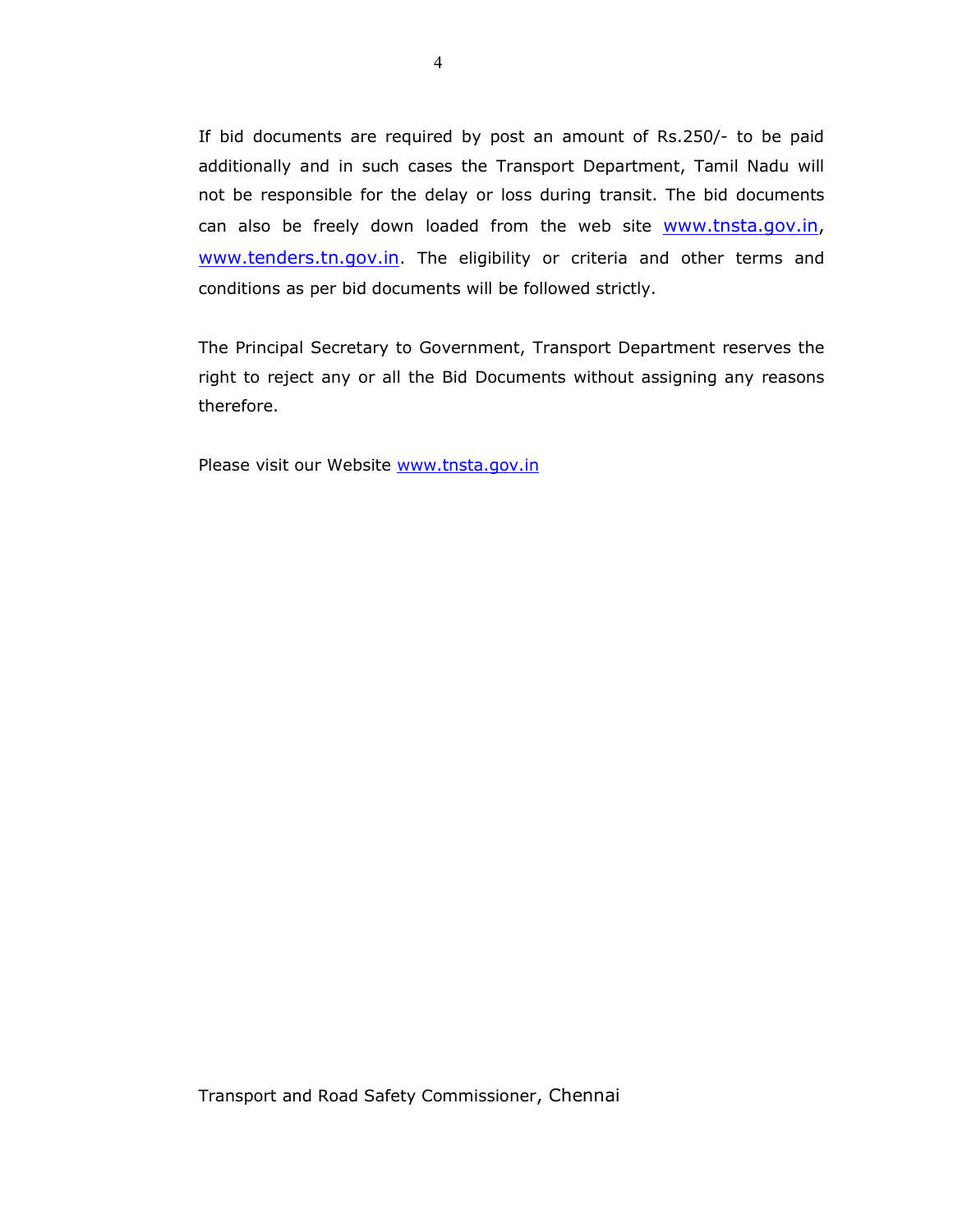If bid documents are required by post an amount of Rs.250/- to be paid additionally and in such cases the Transport Department, Tamil Nadu will not be responsible for the delay or loss during transit. The bid documents can also be freely down loaded from the web site www.tnsta.gov.in, www.tenders.tn.gov.in. The eligibility or criteria and other terms and conditions as per bid documents will be followed strictly.

The Principal Secretary to Government, Transport Department reserves the right to reject any or all the Bid Documents without assigning any reasons therefore.

Please visit our Website www.tnsta.gov.in

Transport and Road Safety Commissioner, Chennai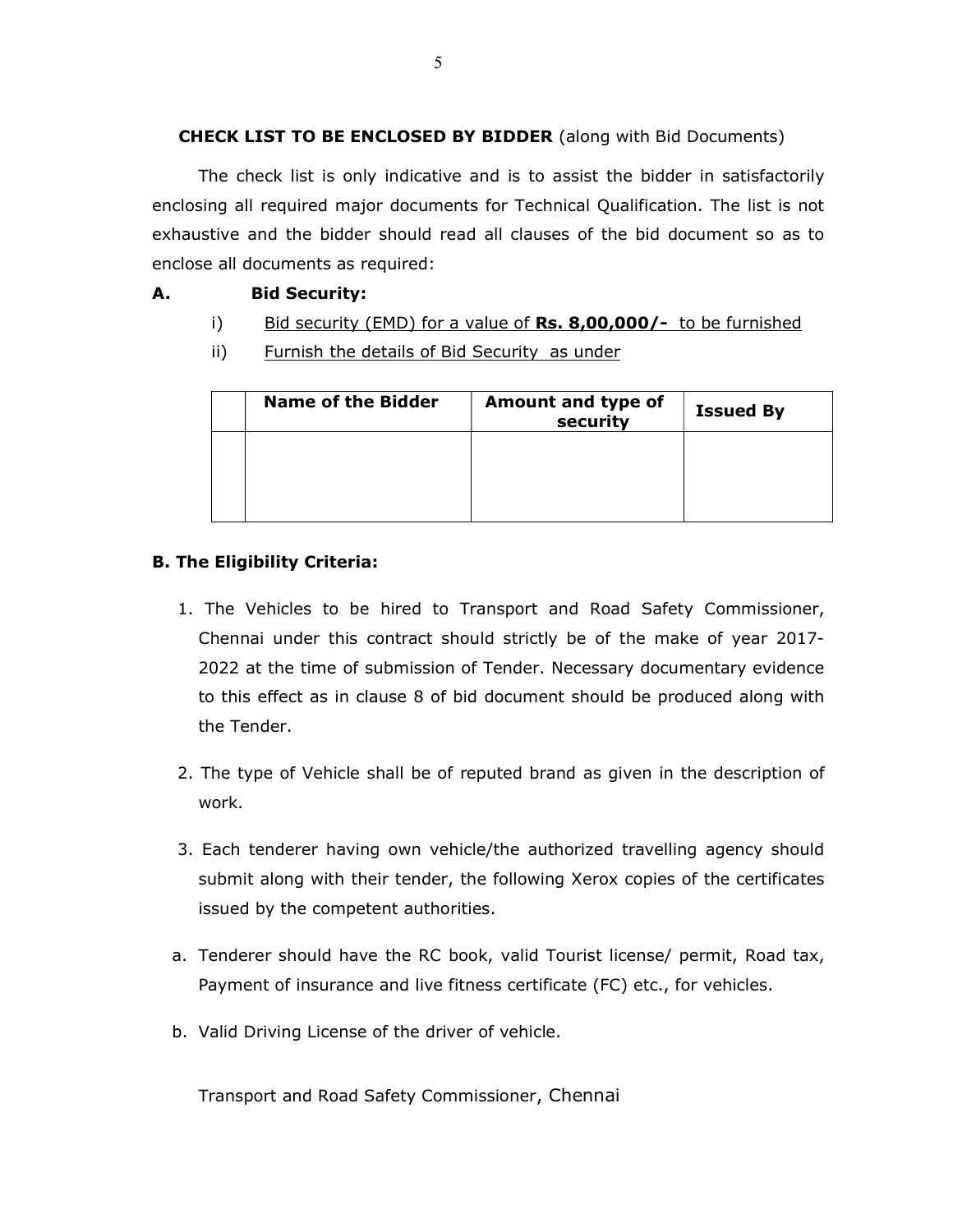**CHECK LIST TO BE ENCLOSED BY BIDDER** (along with Bid Documents)

The check list is only indicative and is to assist the bidder in satisfactorily enclosing all required major documents for Technical Qualification. The list is not exhaustive and the bidder should read all clauses of the bid document so as to enclose all documents as required:

**A. Bid Security:**

i) Bid security (EMD) for a value of **Rs. 8,00,000/-** to be furnished

ii) Furnish the details of Bid Security as under

| | Name of the Bidder | Amount and type of security | Issued By |
|---|---|---|---|
| | | | |

**B. The Eligibility Criteria:**

1. The Vehicles to be hired to Transport and Road Safety Commissioner, Chennai under this contract should strictly be of the make of year 2017-2022 at the time of submission of Tender. Necessary documentary evidence to this effect as in clause 8 of bid document should be produced along with the Tender.

2. The type of Vehicle shall be of reputed brand as given in the description of work.

3. Each tenderer having own vehicle/the authorized travelling agency should submit along with their tender, the following Xerox copies of the certificates issued by the competent authorities.

a. Tenderer should have the RC book, valid Tourist license/ permit, Road tax, Payment of insurance and live fitness certificate (FC) etc., for vehicles.

b. Valid Driving License of the driver of vehicle.

Transport and Road Safety Commissioner, Chennai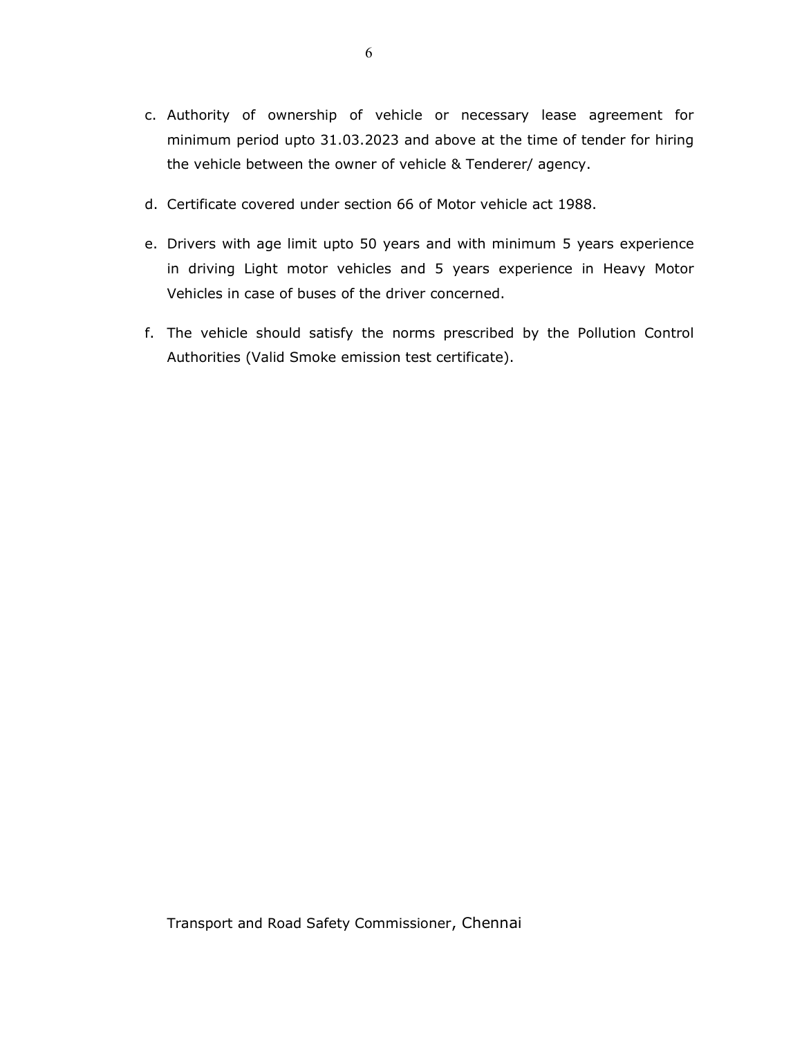c. Authority of ownership of vehicle or necessary lease agreement for minimum period upto 31.03.2023 and above at the time of tender for hiring the vehicle between the owner of vehicle & Tenderer/ agency.

d. Certificate covered under section 66 of Motor vehicle act 1988.

e. Drivers with age limit upto 50 years and with minimum 5 years experience in driving Light motor vehicles and 5 years experience in Heavy Motor Vehicles in case of buses of the driver concerned.

f. The vehicle should satisfy the norms prescribed by the Pollution Control Authorities (Valid Smoke emission test certificate).

Transport and Road Safety Commissioner, Chennai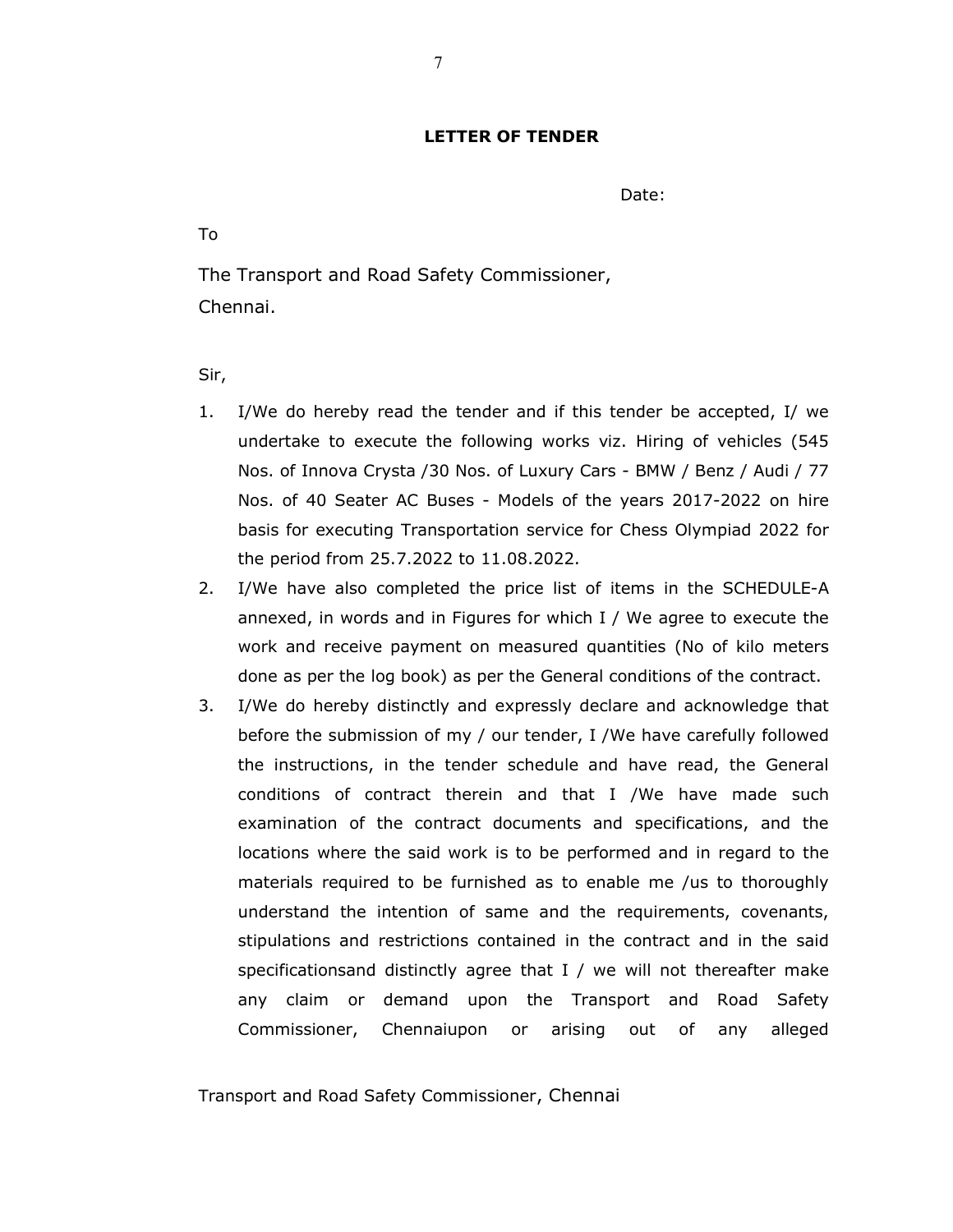**LETTER OF TENDER**

Date:

To

The Transport and Road Safety Commissioner,
Chennai.

Sir,

1. I/We do hereby read the tender and if this tender be accepted, I/ we undertake to execute the following works viz. Hiring of vehicles (545 Nos. of Innova Crysta /30 Nos. of Luxury Cars - BMW / Benz / Audi / 77 Nos. of 40 Seater AC Buses - Models of the years 2017-2022 on hire basis for executing Transportation service for Chess Olympiad 2022 for the period from 25.7.2022 to 11.08.2022.
2. I/We have also completed the price list of items in the SCHEDULE-A annexed, in words and in Figures for which I / We agree to execute the work and receive payment on measured quantities (No of kilo meters done as per the log book) as per the General conditions of the contract.
3. I/We do hereby distinctly and expressly declare and acknowledge that before the submission of my / our tender, I /We have carefully followed the instructions, in the tender schedule and have read, the General conditions of contract therein and that I /We have made such examination of the contract documents and specifications, and the locations where the said work is to be performed and in regard to the materials required to be furnished as to enable me /us to thoroughly understand the intention of same and the requirements, covenants, stipulations and restrictions contained in the contract and in the said specificationsand distinctly agree that I / we will not thereafter make any claim or demand upon the Transport and Road Safety Commissioner, Chennaiupon or arising out of any alleged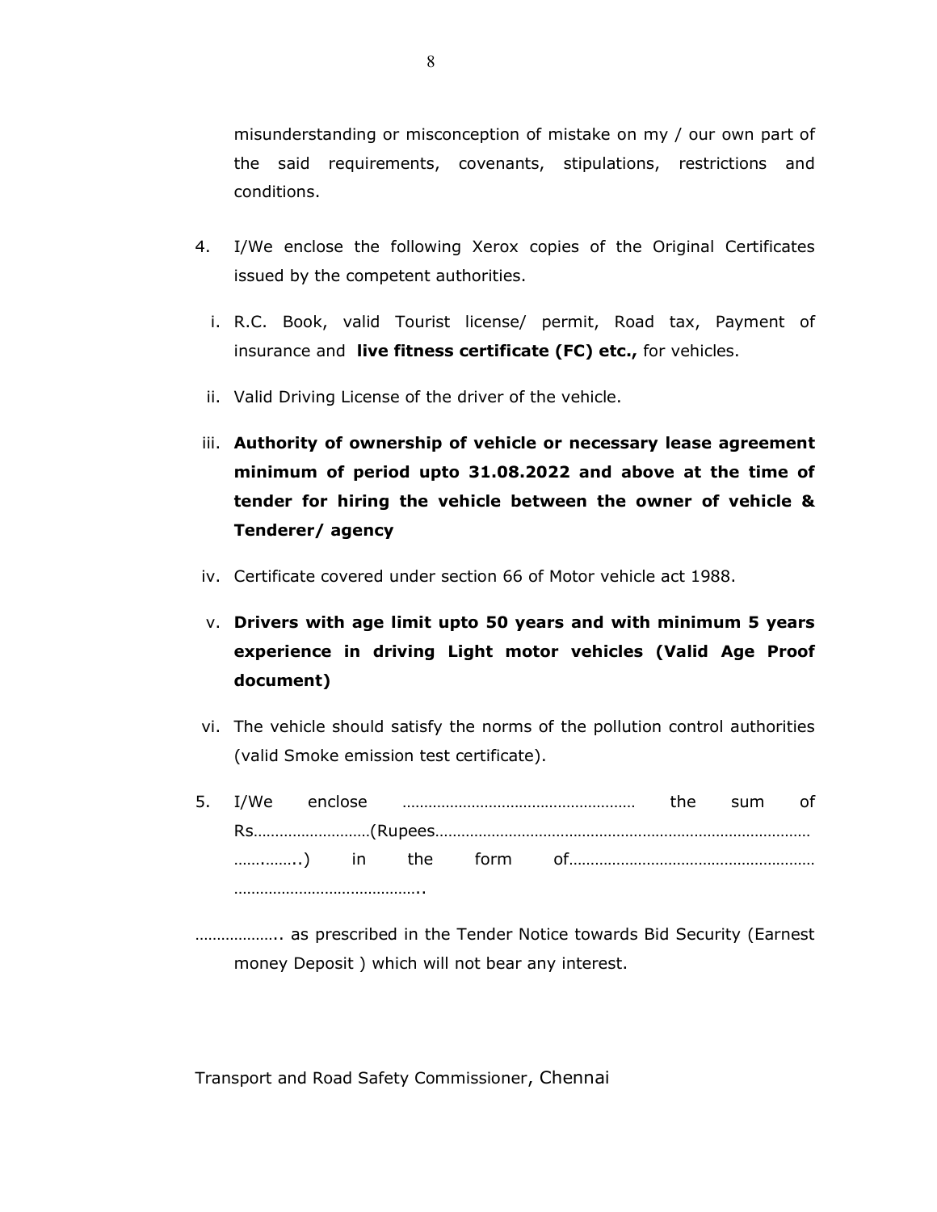misunderstanding or misconception of mistake on my / our own part of the said requirements, covenants, stipulations, restrictions and conditions.

4. I/We enclose the following Xerox copies of the Original Certificates issued by the competent authorities.

   i. R.C. Book, valid Tourist license/ permit, Road tax, Payment of insurance and **live fitness certificate (FC) etc.,** for vehicles.

   ii. Valid Driving License of the driver of the vehicle.

   iii. **Authority of ownership of vehicle or necessary lease agreement minimum of period upto 31.08.2022 and above at the time of tender for hiring the vehicle between the owner of vehicle & Tenderer/ agency**

   iv. Certificate covered under section 66 of Motor vehicle act 1988.

   v. **Drivers with age limit upto 50 years and with minimum 5 years experience in driving Light motor vehicles (Valid Age Proof document)**

   vi. The vehicle should satisfy the norms of the pollution control authorities (valid Smoke emission test certificate).

5. I/We enclose ……………………………………………… the sum of Rs………………………(Rupees…………………………………………………………………………… ……..……..) in the form of………………………………………………… ……………………………………..

……………….. as prescribed in the Tender Notice towards Bid Security (Earnest money Deposit ) which will not bear any interest.

Transport and Road Safety Commissioner, Chennai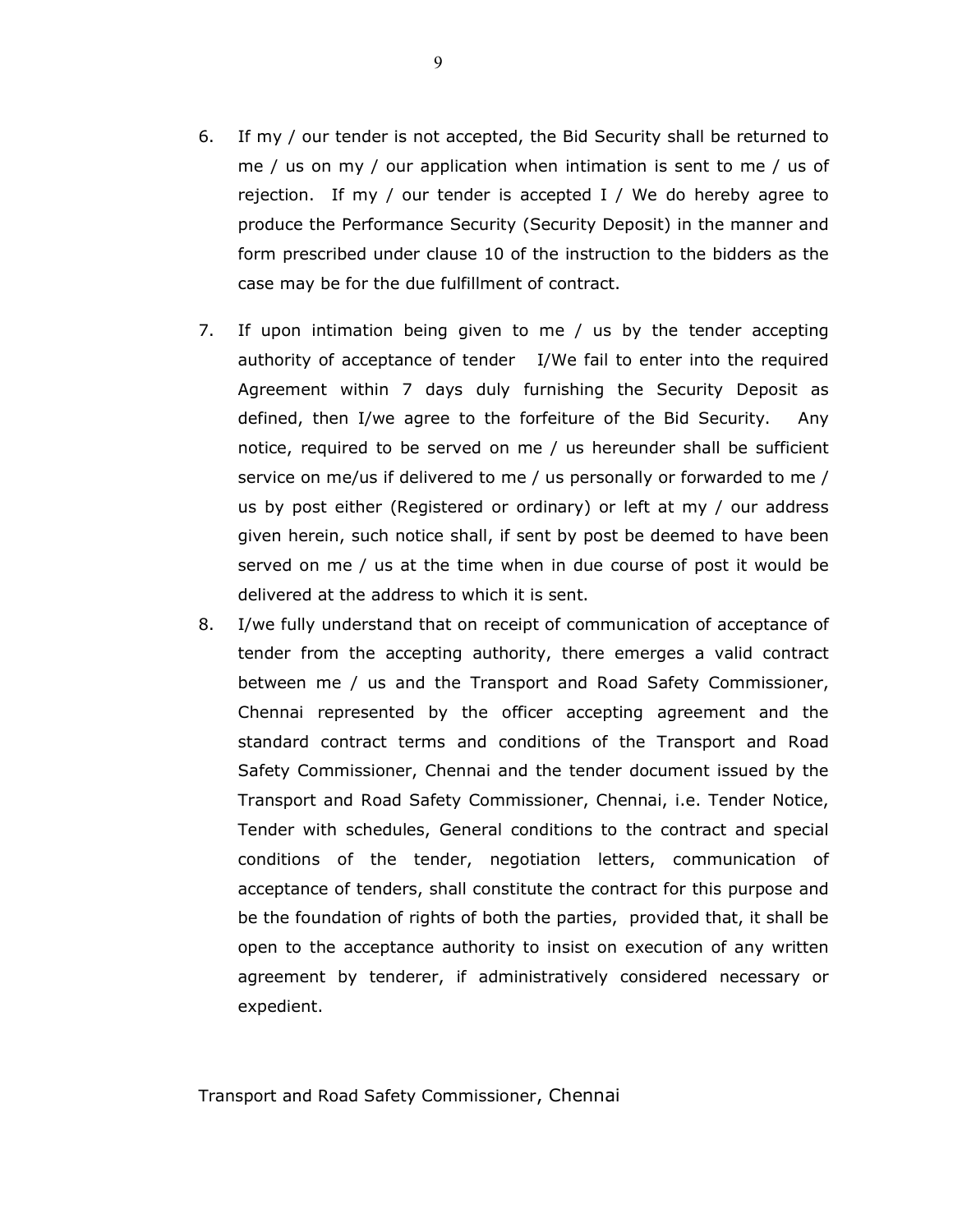6. If my / our tender is not accepted, the Bid Security shall be returned to me / us on my / our application when intimation is sent to me / us of rejection. If my / our tender is accepted I / We do hereby agree to produce the Performance Security (Security Deposit) in the manner and form prescribed under clause 10 of the instruction to the bidders as the case may be for the due fulfillment of contract.

7. If upon intimation being given to me / us by the tender accepting authority of acceptance of tender I/We fail to enter into the required Agreement within 7 days duly furnishing the Security Deposit as defined, then I/we agree to the forfeiture of the Bid Security. Any notice, required to be served on me / us hereunder shall be sufficient service on me/us if delivered to me / us personally or forwarded to me / us by post either (Registered or ordinary) or left at my / our address given herein, such notice shall, if sent by post be deemed to have been served on me / us at the time when in due course of post it would be delivered at the address to which it is sent.

8. I/we fully understand that on receipt of communication of acceptance of tender from the accepting authority, there emerges a valid contract between me / us and the Transport and Road Safety Commissioner, Chennai represented by the officer accepting agreement and the standard contract terms and conditions of the Transport and Road Safety Commissioner, Chennai and the tender document issued by the Transport and Road Safety Commissioner, Chennai, i.e. Tender Notice, Tender with schedules, General conditions to the contract and special conditions of the tender, negotiation letters, communication of acceptance of tenders, shall constitute the contract for this purpose and be the foundation of rights of both the parties, provided that, it shall be open to the acceptance authority to insist on execution of any written agreement by tenderer, if administratively considered necessary or expedient.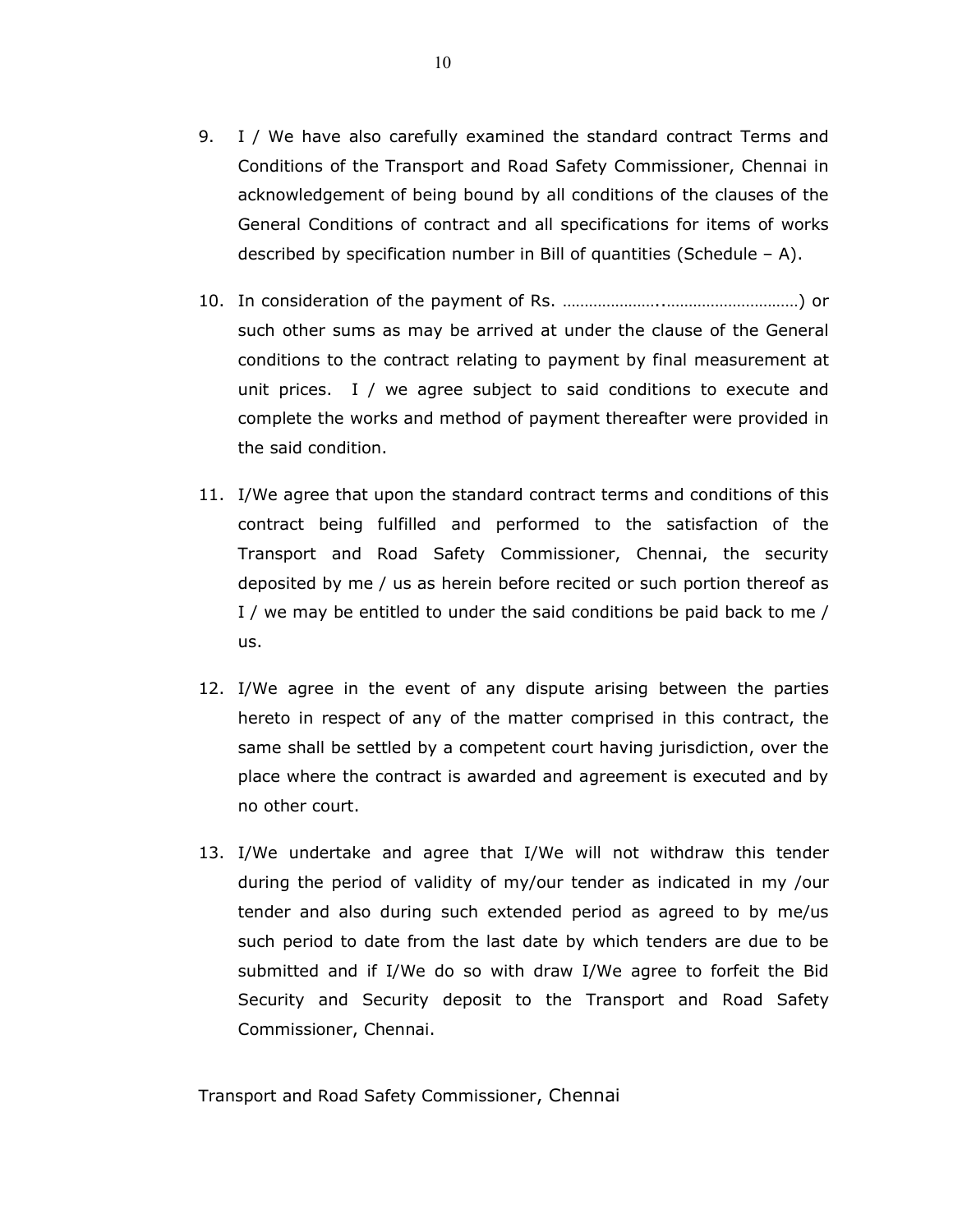9. I / We have also carefully examined the standard contract Terms and Conditions of the Transport and Road Safety Commissioner, Chennai in acknowledgement of being bound by all conditions of the clauses of the General Conditions of contract and all specifications for items of works described by specification number in Bill of quantities (Schedule – A).

10. In consideration of the payment of Rs. …………………..…………………………) or such other sums as may be arrived at under the clause of the General conditions to the contract relating to payment by final measurement at unit prices. I / we agree subject to said conditions to execute and complete the works and method of payment thereafter were provided in the said condition.

11. I/We agree that upon the standard contract terms and conditions of this contract being fulfilled and performed to the satisfaction of the Transport and Road Safety Commissioner, Chennai, the security deposited by me / us as herein before recited or such portion thereof as I / we may be entitled to under the said conditions be paid back to me / us.

12. I/We agree in the event of any dispute arising between the parties hereto in respect of any of the matter comprised in this contract, the same shall be settled by a competent court having jurisdiction, over the place where the contract is awarded and agreement is executed and by no other court.

13. I/We undertake and agree that I/We will not withdraw this tender during the period of validity of my/our tender as indicated in my /our tender and also during such extended period as agreed to by me/us such period to date from the last date by which tenders are due to be submitted and if I/We do so with draw I/We agree to forfeit the Bid Security and Security deposit to the Transport and Road Safety Commissioner, Chennai.

Transport and Road Safety Commissioner, Chennai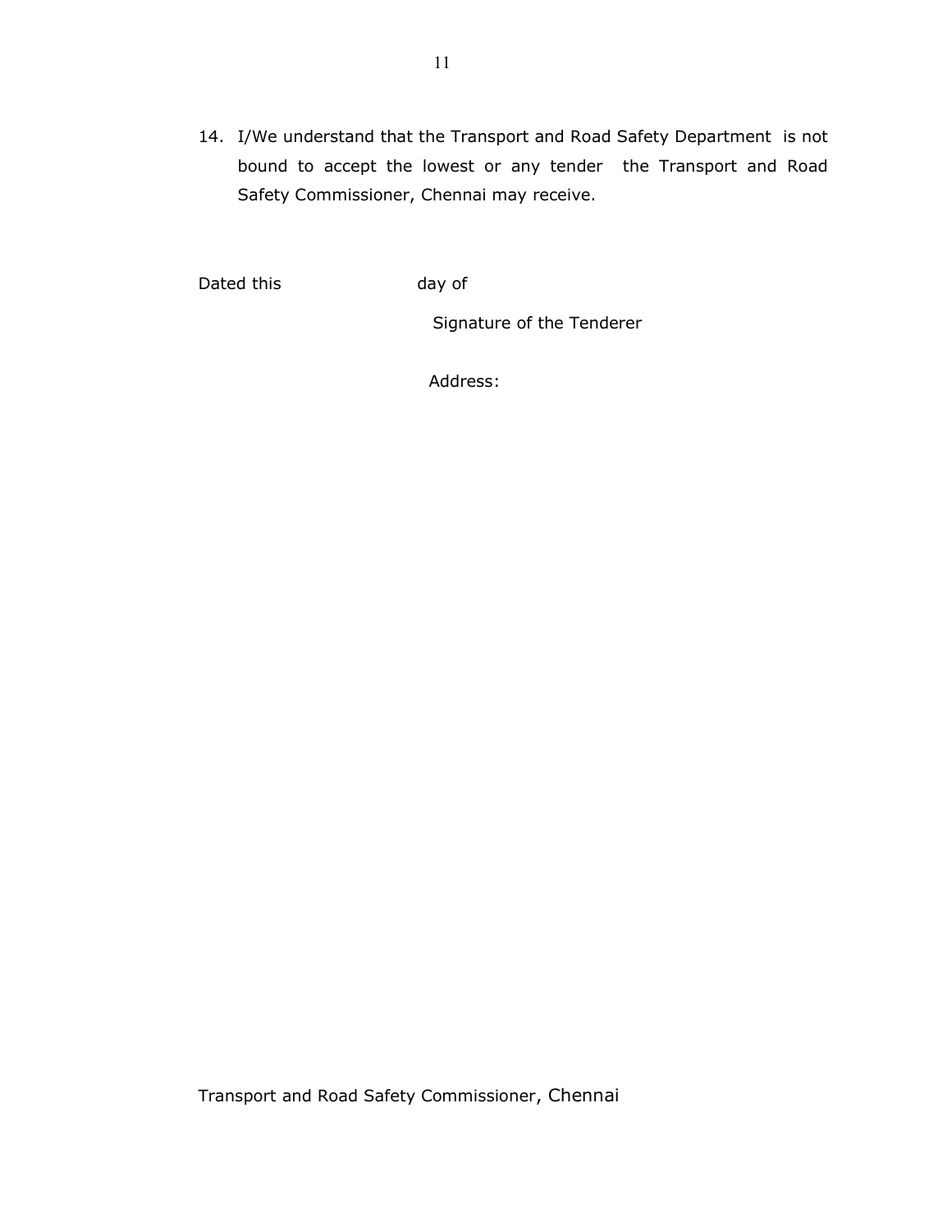14. I/We understand that the Transport and Road Safety Department is not bound to accept the lowest or any tender the Transport and Road Safety Commissioner, Chennai may receive.

Dated this day of

Signature of the Tenderer

Address:

Transport and Road Safety Commissioner, Chennai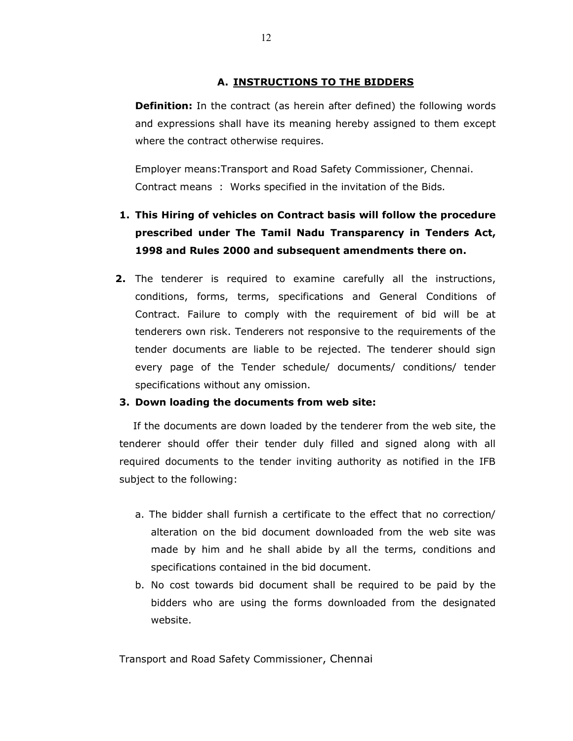## A. INSTRUCTIONS TO THE BIDDERS

**Definition:** In the contract (as herein after defined) the following words and expressions shall have its meaning hereby assigned to them except where the contract otherwise requires.

Employer means:Transport and Road Safety Commissioner, Chennai.
Contract means : Works specified in the invitation of the Bids.

1. **This Hiring of vehicles on Contract basis will follow the procedure prescribed under The Tamil Nadu Transparency in Tenders Act, 1998 and Rules 2000 and subsequent amendments there on.**

2. The tenderer is required to examine carefully all the instructions, conditions, forms, terms, specifications and General Conditions of Contract. Failure to comply with the requirement of bid will be at tenderers own risk. Tenderers not responsive to the requirements of the tender documents are liable to be rejected. The tenderer should sign every page of the Tender schedule/ documents/ conditions/ tender specifications without any omission.

3. **Down loading the documents from web site:**

If the documents are down loaded by the tenderer from the web site, the tenderer should offer their tender duly filled and signed along with all required documents to the tender inviting authority as notified in the IFB subject to the following:

a. The bidder shall furnish a certificate to the effect that no correction/ alteration on the bid document downloaded from the web site was made by him and he shall abide by all the terms, conditions and specifications contained in the bid document.
b. No cost towards bid document shall be required to be paid by the bidders who are using the forms downloaded from the designated website.

Transport and Road Safety Commissioner, Chennai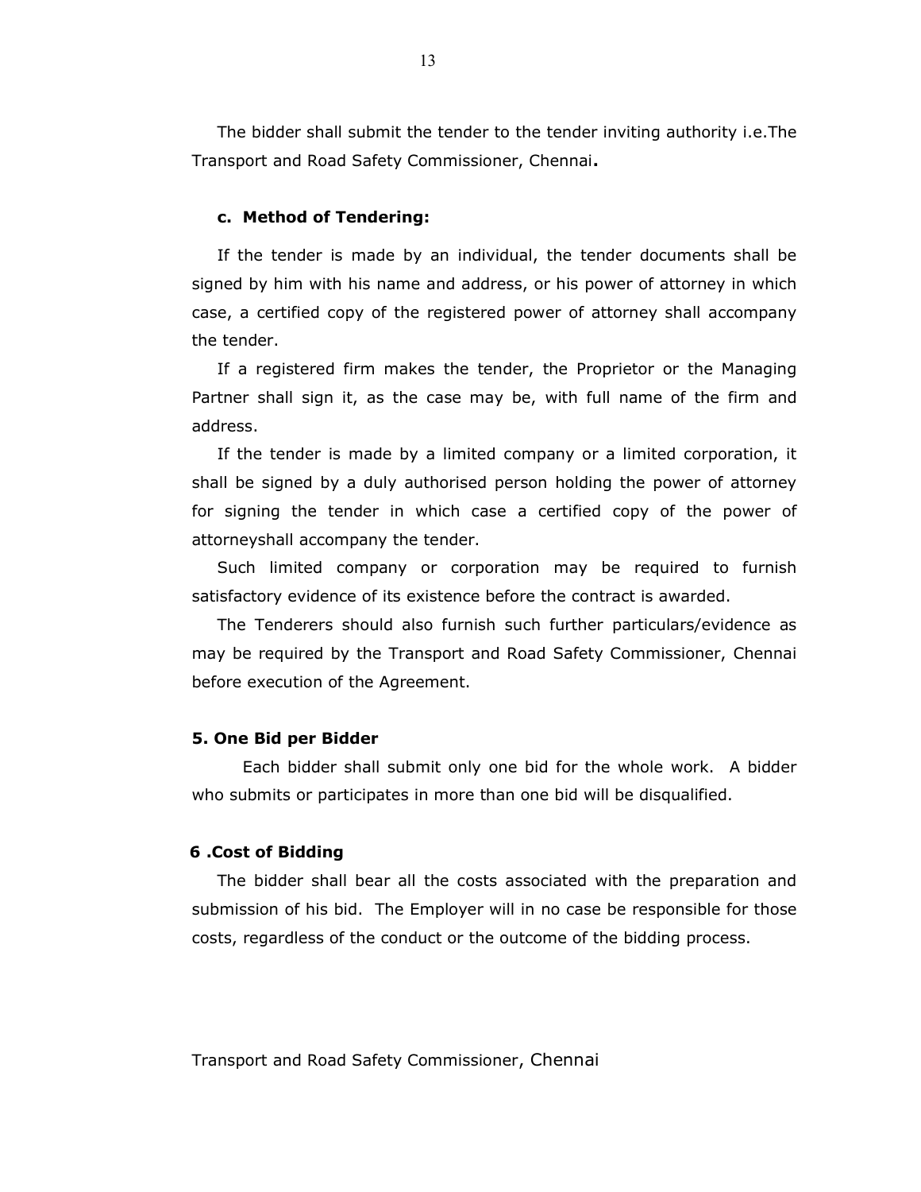The bidder shall submit the tender to the tender inviting authority i.e.The Transport and Road Safety Commissioner, Chennai**.**

### c. Method of Tendering:

If the tender is made by an individual, the tender documents shall be signed by him with his name and address, or his power of attorney in which case, a certified copy of the registered power of attorney shall accompany the tender.

If a registered firm makes the tender, the Proprietor or the Managing Partner shall sign it, as the case may be, with full name of the firm and address.

If the tender is made by a limited company or a limited corporation, it shall be signed by a duly authorised person holding the power of attorney for signing the tender in which case a certified copy of the power of attorneyshall accompany the tender.

Such limited company or corporation may be required to furnish satisfactory evidence of its existence before the contract is awarded.

The Tenderers should also furnish such further particulars/evidence as may be required by the Transport and Road Safety Commissioner, Chennai before execution of the Agreement.

## 5. One Bid per Bidder

Each bidder shall submit only one bid for the whole work. A bidder who submits or participates in more than one bid will be disqualified.

## 6 .Cost of Bidding

The bidder shall bear all the costs associated with the preparation and submission of his bid. The Employer will in no case be responsible for those costs, regardless of the conduct or the outcome of the bidding process.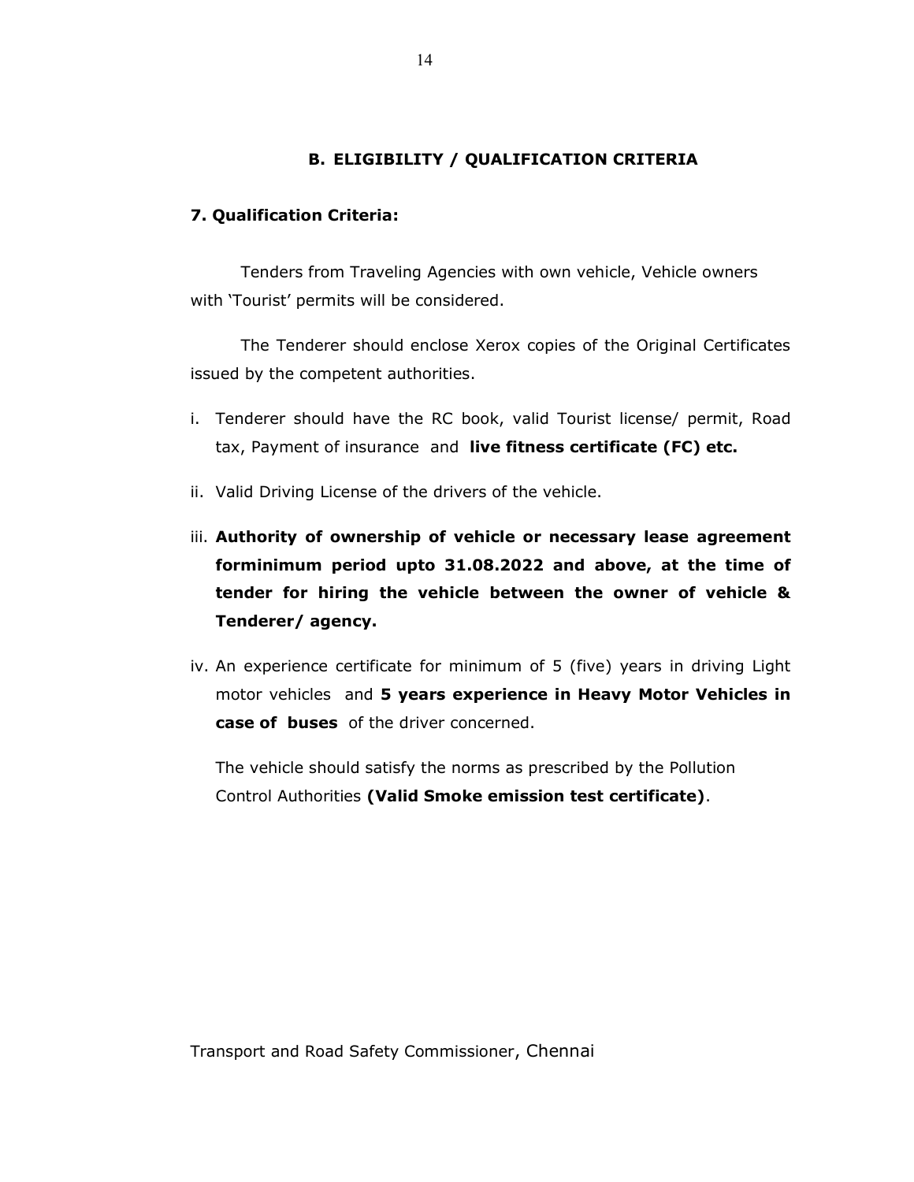## B. ELIGIBILITY / QUALIFICATION CRITERIA

### 7. Qualification Criteria:

Tenders from Traveling Agencies with own vehicle, Vehicle owners with 'Tourist' permits will be considered.

The Tenderer should enclose Xerox copies of the Original Certificates issued by the competent authorities.

i. Tenderer should have the RC book, valid Tourist license/ permit, Road tax, Payment of insurance and **live fitness certificate (FC) etc.**

ii. Valid Driving License of the drivers of the vehicle.

iii. **Authority of ownership of vehicle or necessary lease agreement forminimum period upto 31.08.2022 and above, at the time of tender for hiring the vehicle between the owner of vehicle & Tenderer/ agency.**

iv. An experience certificate for minimum of 5 (five) years in driving Light motor vehicles and **5 years experience in Heavy Motor Vehicles in case of buses** of the driver concerned.

The vehicle should satisfy the norms as prescribed by the Pollution Control Authorities **(Valid Smoke emission test certificate)**.

Transport and Road Safety Commissioner, Chennai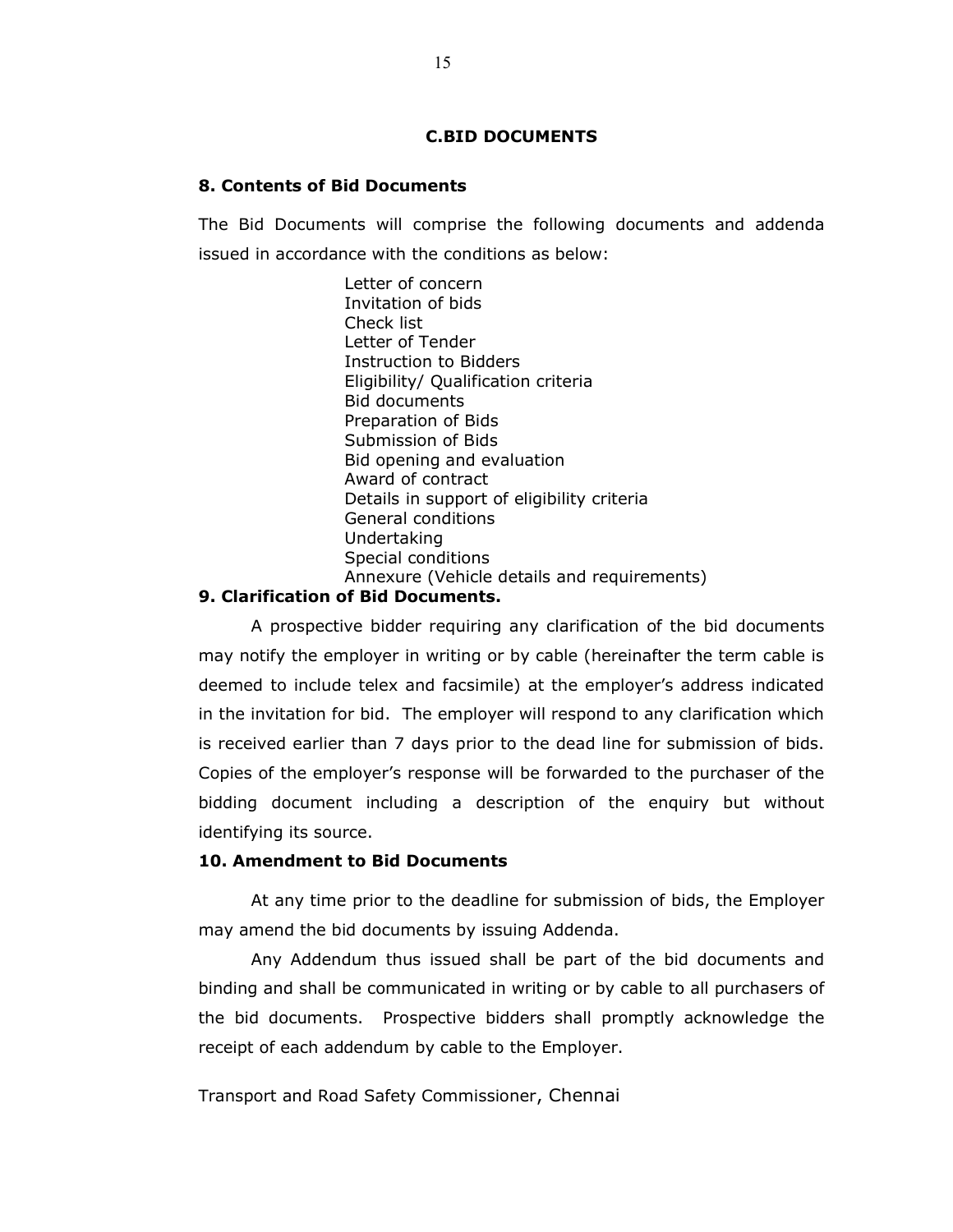## C.BID DOCUMENTS

### 8. Contents of Bid Documents

The Bid Documents will comprise the following documents and addenda issued in accordance with the conditions as below:

- Letter of concern
- Invitation of bids
- Check list
- Letter of Tender
- Instruction to Bidders
- Eligibility/ Qualification criteria
- Bid documents
- Preparation of Bids
- Submission of Bids
- Bid opening and evaluation
- Award of contract
- Details in support of eligibility criteria
- General conditions
- Undertaking
- Special conditions
- Annexure (Vehicle details and requirements)

### 9. Clarification of Bid Documents.

A prospective bidder requiring any clarification of the bid documents may notify the employer in writing or by cable (hereinafter the term cable is deemed to include telex and facsimile) at the employer's address indicated in the invitation for bid. The employer will respond to any clarification which is received earlier than 7 days prior to the dead line for submission of bids. Copies of the employer's response will be forwarded to the purchaser of the bidding document including a description of the enquiry but without identifying its source.

### 10. Amendment to Bid Documents

At any time prior to the deadline for submission of bids, the Employer may amend the bid documents by issuing Addenda.

Any Addendum thus issued shall be part of the bid documents and binding and shall be communicated in writing or by cable to all purchasers of the bid documents. Prospective bidders shall promptly acknowledge the receipt of each addendum by cable to the Employer.

Transport and Road Safety Commissioner, Chennai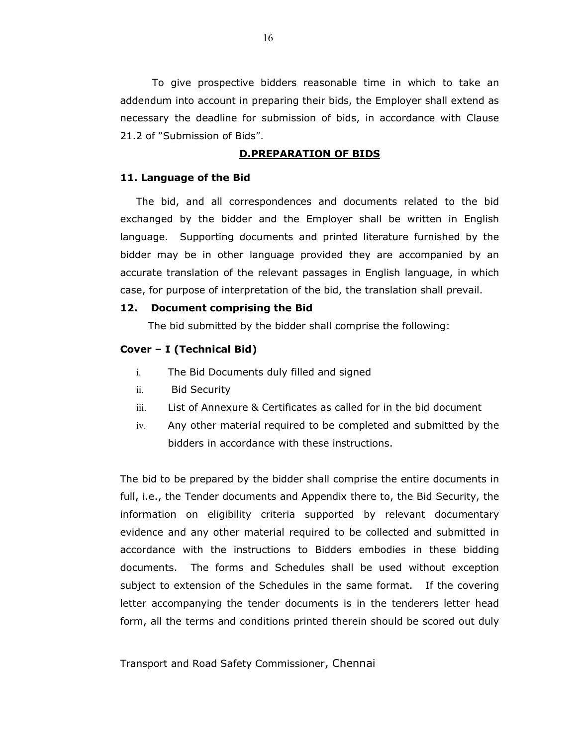To give prospective bidders reasonable time in which to take an addendum into account in preparing their bids, the Employer shall extend as necessary the deadline for submission of bids, in accordance with Clause 21.2 of "Submission of Bids".

## D.PREPARATION OF BIDS

### 11. Language of the Bid

The bid, and all correspondences and documents related to the bid exchanged by the bidder and the Employer shall be written in English language. Supporting documents and printed literature furnished by the bidder may be in other language provided they are accompanied by an accurate translation of the relevant passages in English language, in which case, for purpose of interpretation of the bid, the translation shall prevail.

### 12. Document comprising the Bid

The bid submitted by the bidder shall comprise the following:

**Cover – I (Technical Bid)**

i. The Bid Documents duly filled and signed
ii. Bid Security
iii. List of Annexure & Certificates as called for in the bid document
iv. Any other material required to be completed and submitted by the bidders in accordance with these instructions.

The bid to be prepared by the bidder shall comprise the entire documents in full, i.e., the Tender documents and Appendix there to, the Bid Security, the information on eligibility criteria supported by relevant documentary evidence and any other material required to be collected and submitted in accordance with the instructions to Bidders embodies in these bidding documents. The forms and Schedules shall be used without exception subject to extension of the Schedules in the same format. If the covering letter accompanying the tender documents is in the tenderers letter head form, all the terms and conditions printed therein should be scored out duly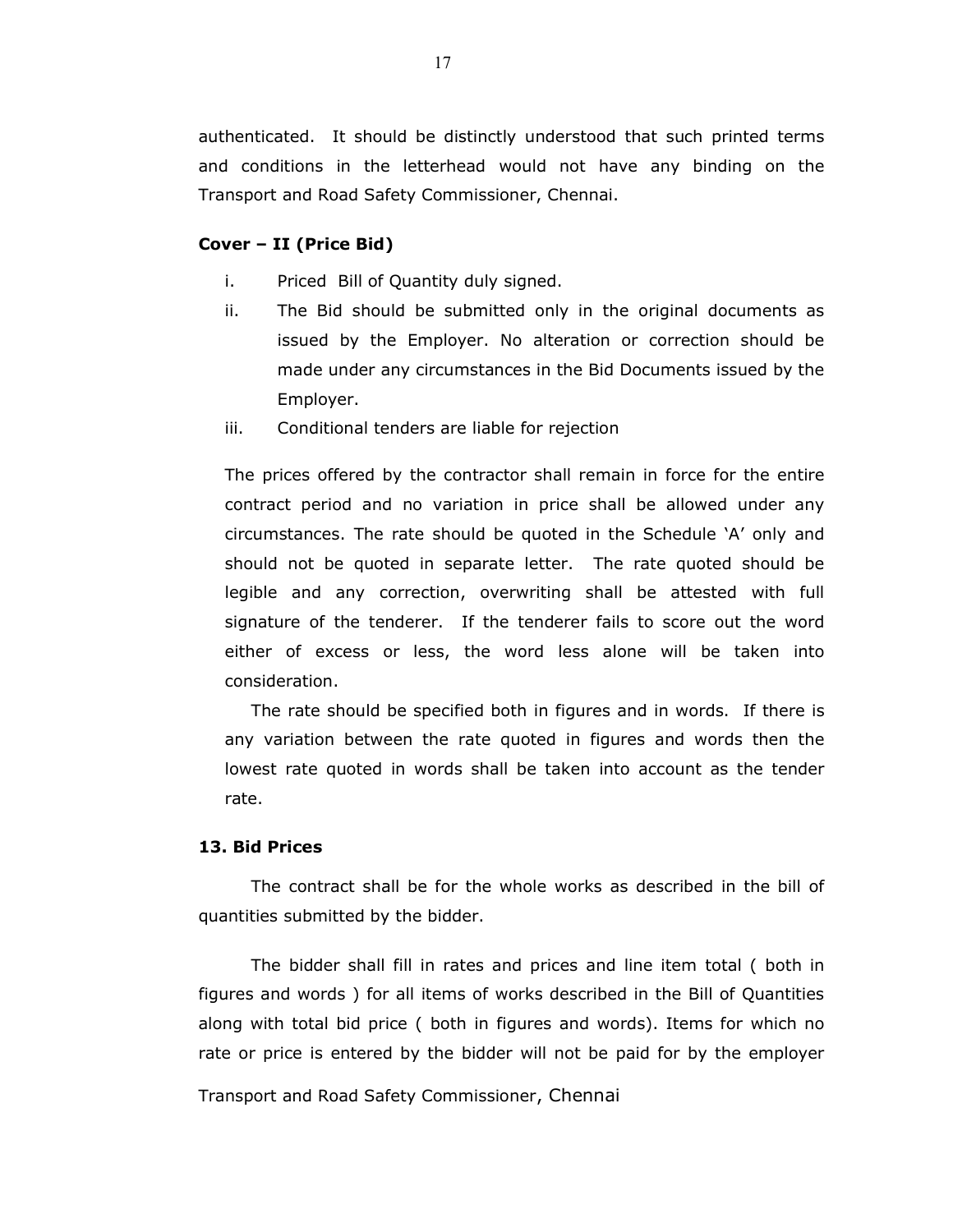authenticated. It should be distinctly understood that such printed terms and conditions in the letterhead would not have any binding on the Transport and Road Safety Commissioner, Chennai.

**Cover – II (Price Bid)**

i. Priced Bill of Quantity duly signed.

ii. The Bid should be submitted only in the original documents as issued by the Employer. No alteration or correction should be made under any circumstances in the Bid Documents issued by the Employer.

iii. Conditional tenders are liable for rejection

The prices offered by the contractor shall remain in force for the entire contract period and no variation in price shall be allowed under any circumstances. The rate should be quoted in the Schedule 'A' only and should not be quoted in separate letter. The rate quoted should be legible and any correction, overwriting shall be attested with full signature of the tenderer. If the tenderer fails to score out the word either of excess or less, the word less alone will be taken into consideration.

The rate should be specified both in figures and in words. If there is any variation between the rate quoted in figures and words then the lowest rate quoted in words shall be taken into account as the tender rate.

**13. Bid Prices**

The contract shall be for the whole works as described in the bill of quantities submitted by the bidder.

The bidder shall fill in rates and prices and line item total ( both in figures and words ) for all items of works described in the Bill of Quantities along with total bid price ( both in figures and words). Items for which no rate or price is entered by the bidder will not be paid for by the employer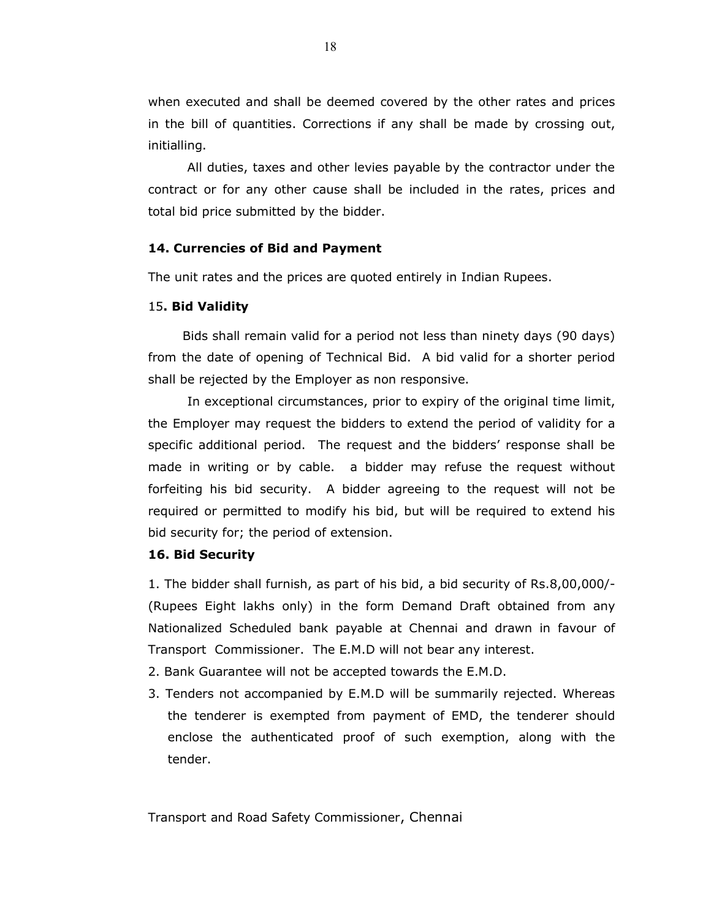when executed and shall be deemed covered by the other rates and prices in the bill of quantities. Corrections if any shall be made by crossing out, initialling.

All duties, taxes and other levies payable by the contractor under the contract or for any other cause shall be included in the rates, prices and total bid price submitted by the bidder.

### 14. Currencies of Bid and Payment

The unit rates and the prices are quoted entirely in Indian Rupees.

### 15. Bid Validity

Bids shall remain valid for a period not less than ninety days (90 days) from the date of opening of Technical Bid. A bid valid for a shorter period shall be rejected by the Employer as non responsive.

In exceptional circumstances, prior to expiry of the original time limit, the Employer may request the bidders to extend the period of validity for a specific additional period. The request and the bidders' response shall be made in writing or by cable. a bidder may refuse the request without forfeiting his bid security. A bidder agreeing to the request will not be required or permitted to modify his bid, but will be required to extend his bid security for; the period of extension.

### 16. Bid Security

1. The bidder shall furnish, as part of his bid, a bid security of Rs.8,00,000/- (Rupees Eight lakhs only) in the form Demand Draft obtained from any Nationalized Scheduled bank payable at Chennai and drawn in favour of Transport Commissioner. The E.M.D will not bear any interest.
2. Bank Guarantee will not be accepted towards the E.M.D.
3. Tenders not accompanied by E.M.D will be summarily rejected. Whereas the tenderer is exempted from payment of EMD, the tenderer should enclose the authenticated proof of such exemption, along with the tender.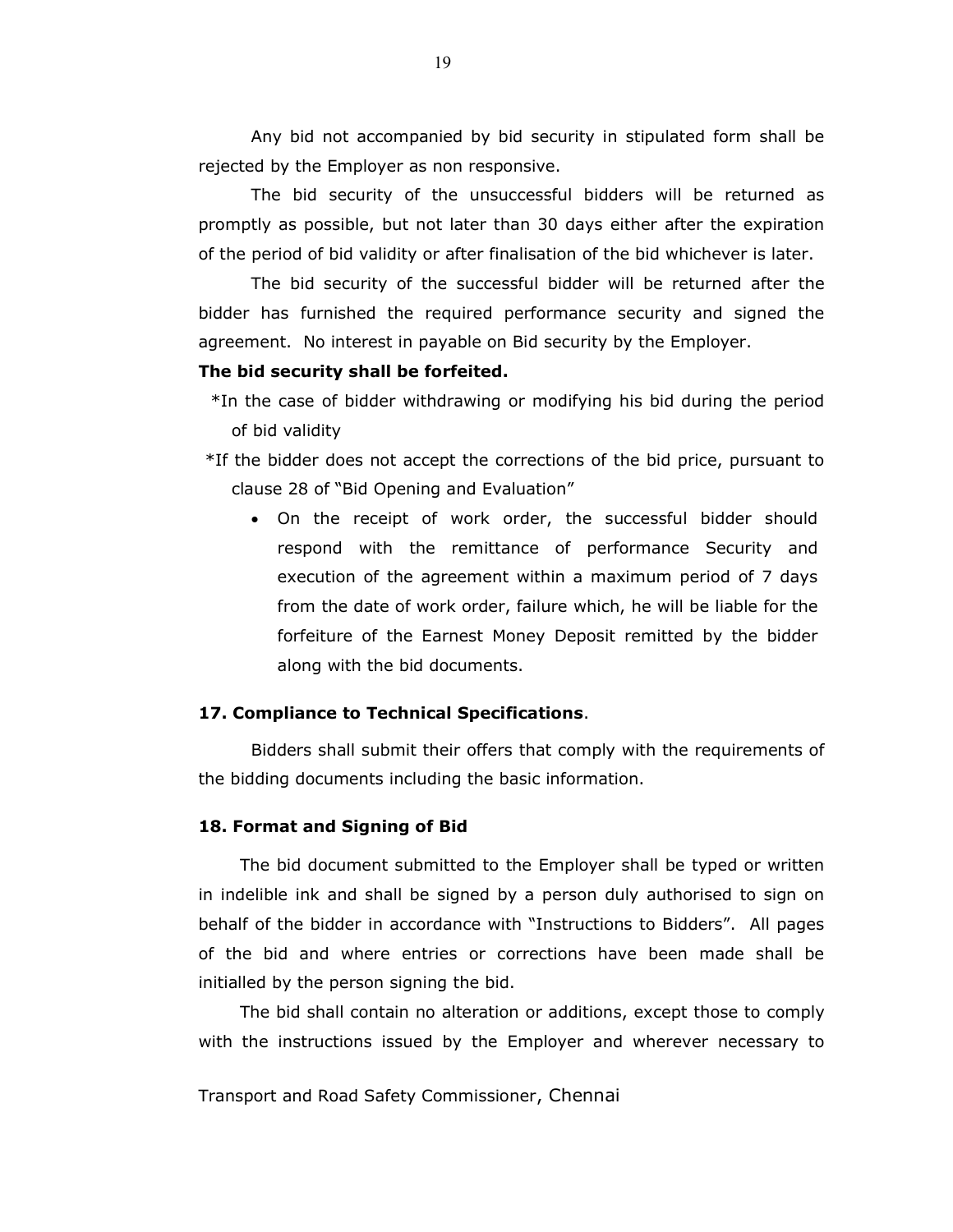Any bid not accompanied by bid security in stipulated form shall be rejected by the Employer as non responsive.

The bid security of the unsuccessful bidders will be returned as promptly as possible, but not later than 30 days either after the expiration of the period of bid validity or after finalisation of the bid whichever is later.

The bid security of the successful bidder will be returned after the bidder has furnished the required performance security and signed the agreement. No interest in payable on Bid security by the Employer.

**The bid security shall be forfeited.**

*In the case of bidder withdrawing or modifying his bid during the period of bid validity

*If the bidder does not accept the corrections of the bid price, pursuant to clause 28 of "Bid Opening and Evaluation"

- On the receipt of work order, the successful bidder should respond with the remittance of performance Security and execution of the agreement within a maximum period of 7 days from the date of work order, failure which, he will be liable for the forfeiture of the Earnest Money Deposit remitted by the bidder along with the bid documents.

### 17. Compliance to Technical Specifications.

Bidders shall submit their offers that comply with the requirements of the bidding documents including the basic information.

### 18. Format and Signing of Bid

The bid document submitted to the Employer shall be typed or written in indelible ink and shall be signed by a person duly authorised to sign on behalf of the bidder in accordance with "Instructions to Bidders". All pages of the bid and where entries or corrections have been made shall be initialled by the person signing the bid.

The bid shall contain no alteration or additions, except those to comply with the instructions issued by the Employer and wherever necessary to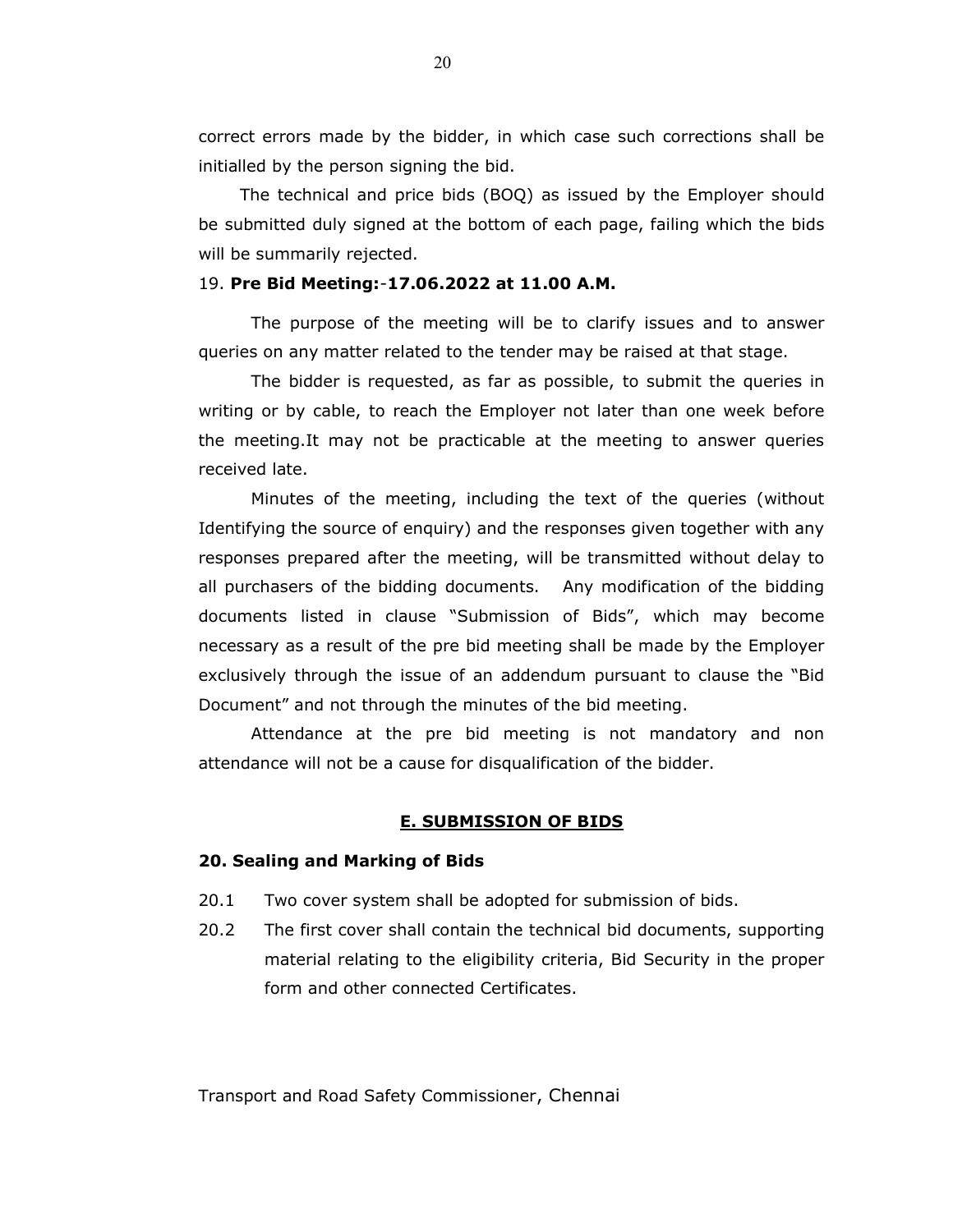correct errors made by the bidder, in which case such corrections shall be initialled by the person signing the bid.

The technical and price bids (BOQ) as issued by the Employer should be submitted duly signed at the bottom of each page, failing which the bids will be summarily rejected.

19. **Pre Bid Meeting:-17.06.2022 at 11.00 A.M.**

The purpose of the meeting will be to clarify issues and to answer queries on any matter related to the tender may be raised at that stage.

The bidder is requested, as far as possible, to submit the queries in writing or by cable, to reach the Employer not later than one week before the meeting.It may not be practicable at the meeting to answer queries received late.

Minutes of the meeting, including the text of the queries (without Identifying the source of enquiry) and the responses given together with any responses prepared after the meeting, will be transmitted without delay to all purchasers of the bidding documents. Any modification of the bidding documents listed in clause "Submission of Bids", which may become necessary as a result of the pre bid meeting shall be made by the Employer exclusively through the issue of an addendum pursuant to clause the "Bid Document" and not through the minutes of the bid meeting.

Attendance at the pre bid meeting is not mandatory and non attendance will not be a cause for disqualification of the bidder.

## E. SUBMISSION OF BIDS

### 20. Sealing and Marking of Bids

20.1 Two cover system shall be adopted for submission of bids.

20.2 The first cover shall contain the technical bid documents, supporting material relating to the eligibility criteria, Bid Security in the proper form and other connected Certificates.

Transport and Road Safety Commissioner, Chennai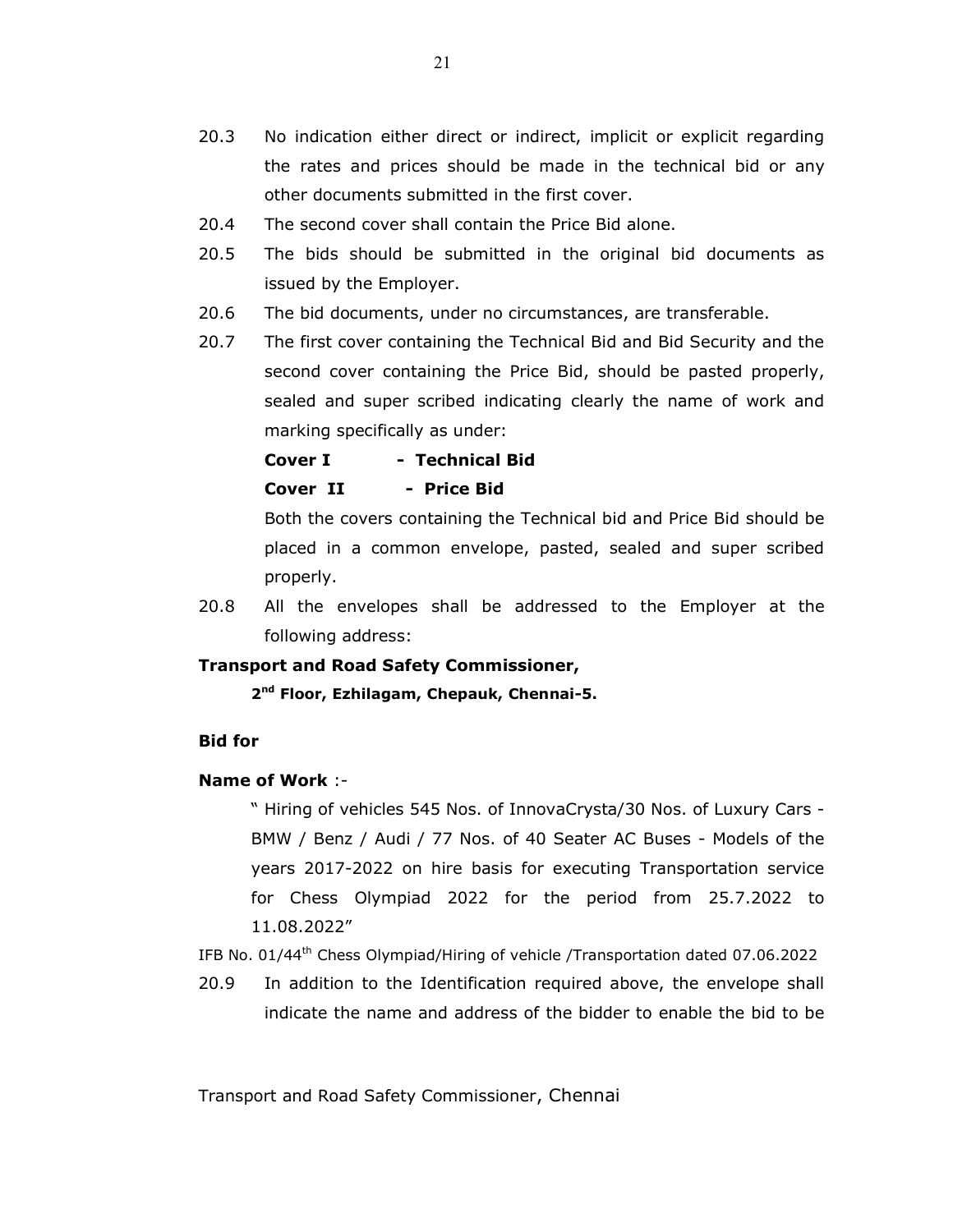20.3 No indication either direct or indirect, implicit or explicit regarding the rates and prices should be made in the technical bid or any other documents submitted in the first cover.

20.4 The second cover shall contain the Price Bid alone.

20.5 The bids should be submitted in the original bid documents as issued by the Employer.

20.6 The bid documents, under no circumstances, are transferable.

20.7 The first cover containing the Technical Bid and Bid Security and the second cover containing the Price Bid, should be pasted properly, sealed and super scribed indicating clearly the name of work and marking specifically as under:

**Cover I - Technical Bid**

**Cover II - Price Bid**

Both the covers containing the Technical bid and Price Bid should be placed in a common envelope, pasted, sealed and super scribed properly.

20.8 All the envelopes shall be addressed to the Employer at the following address:

**Transport and Road Safety Commissioner,**

**2nd Floor, Ezhilagam, Chepauk, Chennai-5.**

**Bid for**

**Name of Work** :-

" Hiring of vehicles 545 Nos. of InnovaCrysta/30 Nos. of Luxury Cars - BMW / Benz / Audi / 77 Nos. of 40 Seater AC Buses - Models of the years 2017-2022 on hire basis for executing Transportation service for Chess Olympiad 2022 for the period from 25.7.2022 to 11.08.2022"

IFB No. 01/44th Chess Olympiad/Hiring of vehicle /Transportation dated 07.06.2022

20.9 In addition to the Identification required above, the envelope shall indicate the name and address of the bidder to enable the bid to be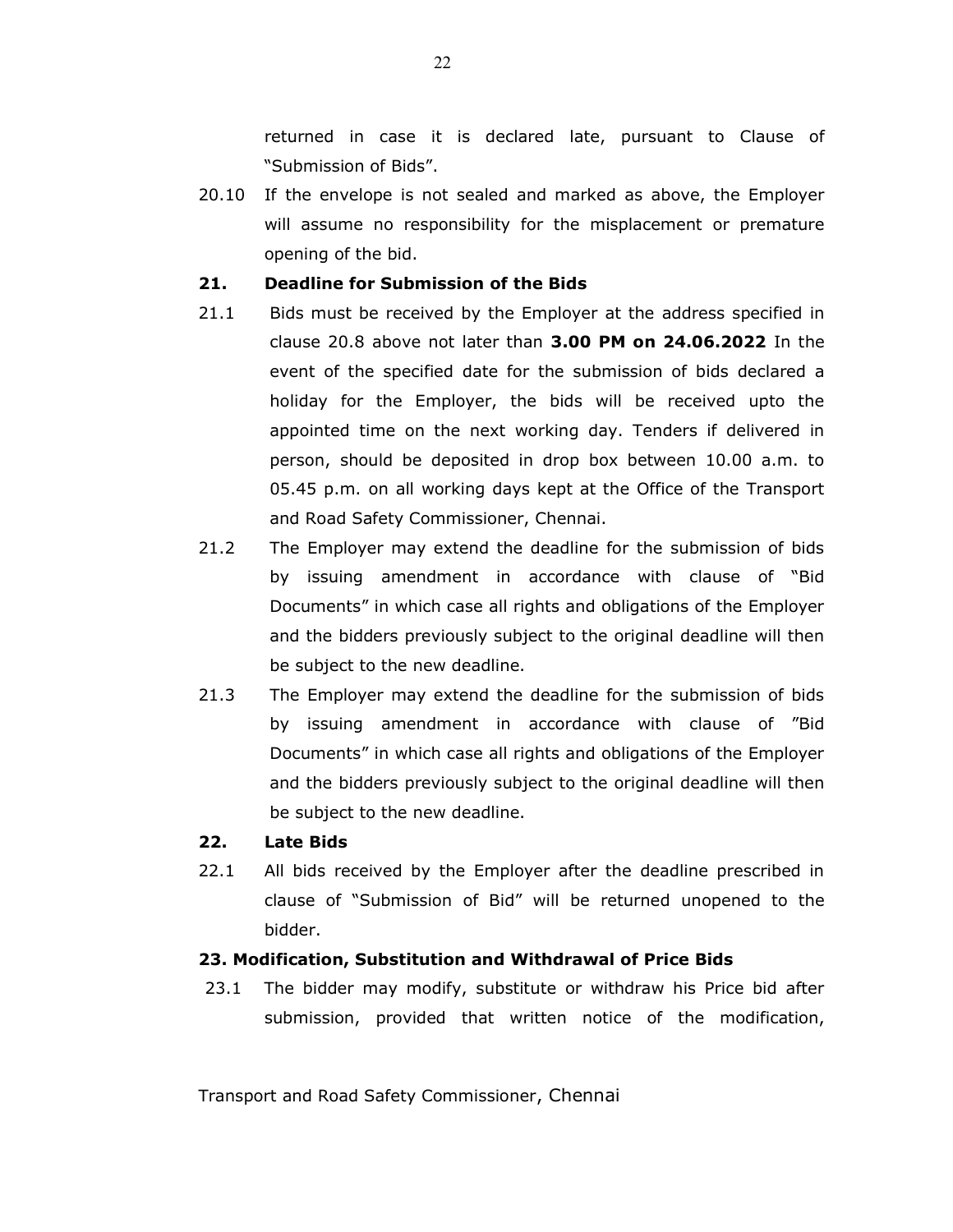returned in case it is declared late, pursuant to Clause of "Submission of Bids".

20.10 If the envelope is not sealed and marked as above, the Employer will assume no responsibility for the misplacement or premature opening of the bid.

## 21. Deadline for Submission of the Bids

21.1 Bids must be received by the Employer at the address specified in clause 20.8 above not later than **3.00 PM on 24.06.2022** In the event of the specified date for the submission of bids declared a holiday for the Employer, the bids will be received upto the appointed time on the next working day. Tenders if delivered in person, should be deposited in drop box between 10.00 a.m. to 05.45 p.m. on all working days kept at the Office of the Transport and Road Safety Commissioner, Chennai.

21.2 The Employer may extend the deadline for the submission of bids by issuing amendment in accordance with clause of "Bid Documents" in which case all rights and obligations of the Employer and the bidders previously subject to the original deadline will then be subject to the new deadline.

21.3 The Employer may extend the deadline for the submission of bids by issuing amendment in accordance with clause of "Bid Documents" in which case all rights and obligations of the Employer and the bidders previously subject to the original deadline will then be subject to the new deadline.

## 22. Late Bids

22.1 All bids received by the Employer after the deadline prescribed in clause of "Submission of Bid" will be returned unopened to the bidder.

## 23. Modification, Substitution and Withdrawal of Price Bids

23.1 The bidder may modify, substitute or withdraw his Price bid after submission, provided that written notice of the modification,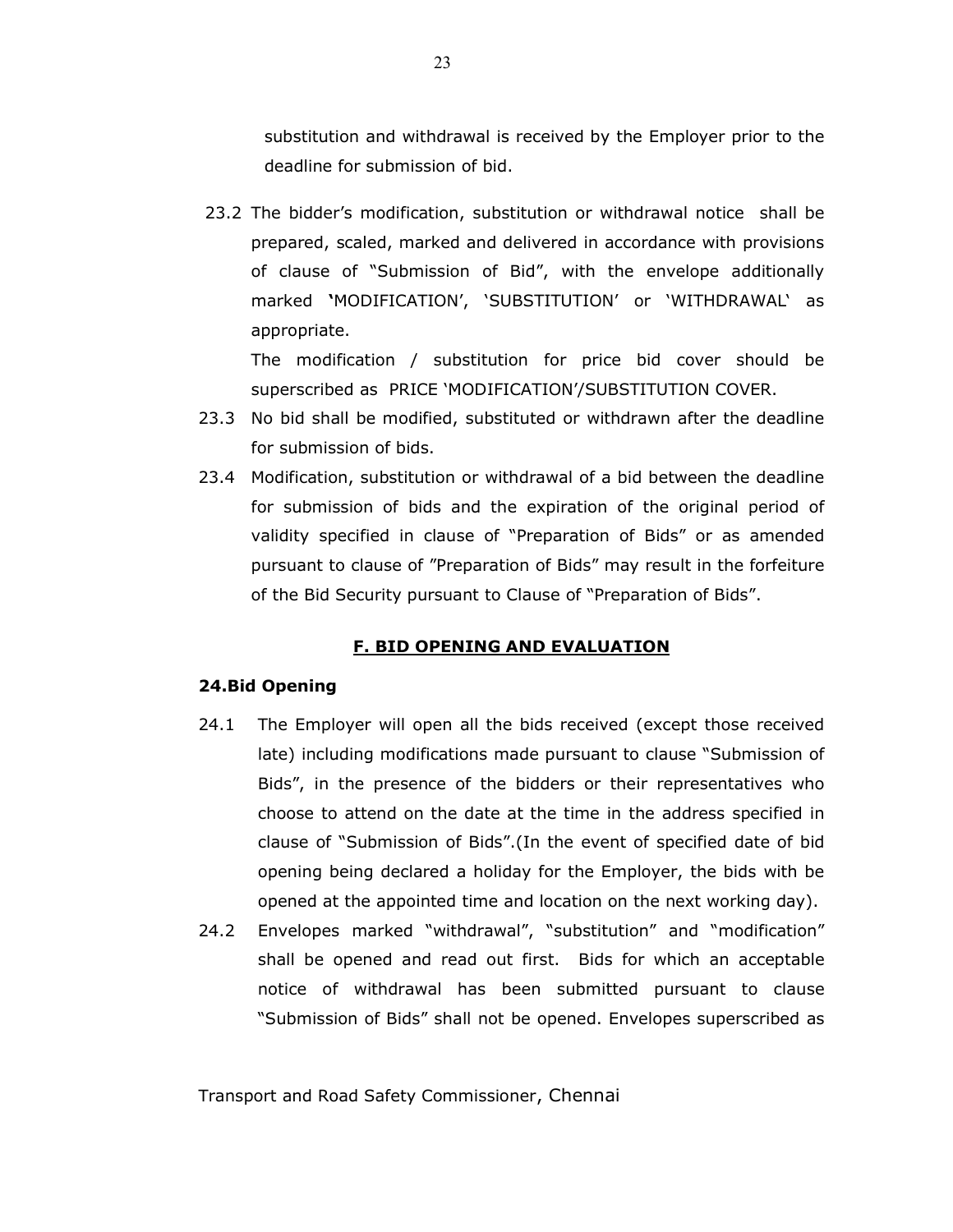substitution and withdrawal is received by the Employer prior to the deadline for submission of bid.

23.2 The bidder's modification, substitution or withdrawal notice shall be prepared, scaled, marked and delivered in accordance with provisions of clause of "Submission of Bid", with the envelope additionally marked 'MODIFICATION', 'SUBSTITUTION' or 'WITHDRAWAL' as appropriate.

The modification / substitution for price bid cover should be superscribed as PRICE 'MODIFICATION'/SUBSTITUTION COVER.

23.3 No bid shall be modified, substituted or withdrawn after the deadline for submission of bids.

23.4 Modification, substitution or withdrawal of a bid between the deadline for submission of bids and the expiration of the original period of validity specified in clause of "Preparation of Bids" or as amended pursuant to clause of "Preparation of Bids" may result in the forfeiture of the Bid Security pursuant to Clause of "Preparation of Bids".

## F. BID OPENING AND EVALUATION

### 24.Bid Opening

24.1 The Employer will open all the bids received (except those received late) including modifications made pursuant to clause "Submission of Bids", in the presence of the bidders or their representatives who choose to attend on the date at the time in the address specified in clause of "Submission of Bids".(In the event of specified date of bid opening being declared a holiday for the Employer, the bids with be opened at the appointed time and location on the next working day).

24.2 Envelopes marked "withdrawal", "substitution" and "modification" shall be opened and read out first. Bids for which an acceptable notice of withdrawal has been submitted pursuant to clause "Submission of Bids" shall not be opened. Envelopes superscribed as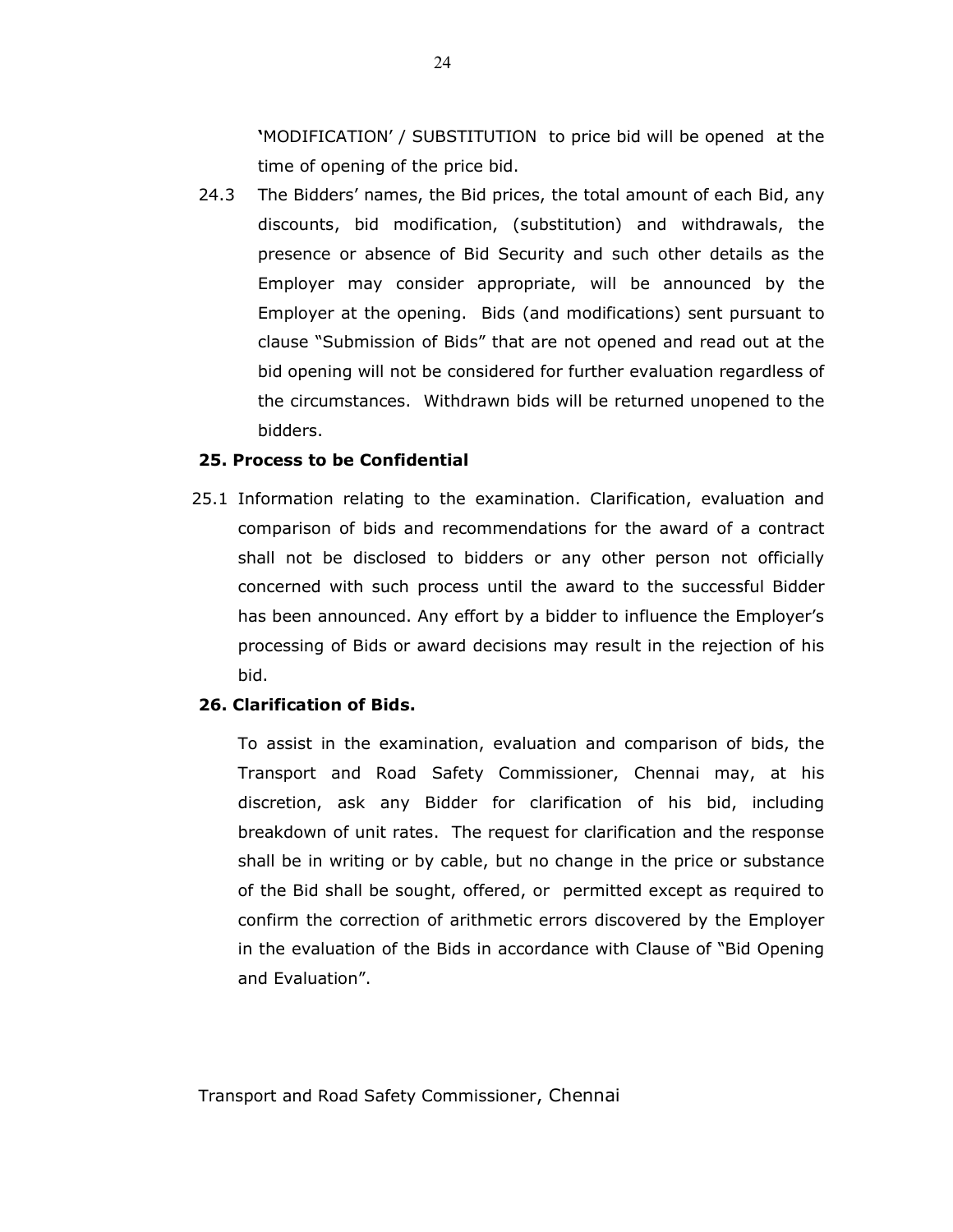'MODIFICATION' / SUBSTITUTION to price bid will be opened at the time of opening of the price bid.

24.3 The Bidders' names, the Bid prices, the total amount of each Bid, any discounts, bid modification, (substitution) and withdrawals, the presence or absence of Bid Security and such other details as the Employer may consider appropriate, will be announced by the Employer at the opening. Bids (and modifications) sent pursuant to clause "Submission of Bids" that are not opened and read out at the bid opening will not be considered for further evaluation regardless of the circumstances. Withdrawn bids will be returned unopened to the bidders.

**25. Process to be Confidential**

25.1 Information relating to the examination. Clarification, evaluation and comparison of bids and recommendations for the award of a contract shall not be disclosed to bidders or any other person not officially concerned with such process until the award to the successful Bidder has been announced. Any effort by a bidder to influence the Employer's processing of Bids or award decisions may result in the rejection of his bid.

**26. Clarification of Bids.**

To assist in the examination, evaluation and comparison of bids, the Transport and Road Safety Commissioner, Chennai may, at his discretion, ask any Bidder for clarification of his bid, including breakdown of unit rates. The request for clarification and the response shall be in writing or by cable, but no change in the price or substance of the Bid shall be sought, offered, or permitted except as required to confirm the correction of arithmetic errors discovered by the Employer in the evaluation of the Bids in accordance with Clause of "Bid Opening and Evaluation".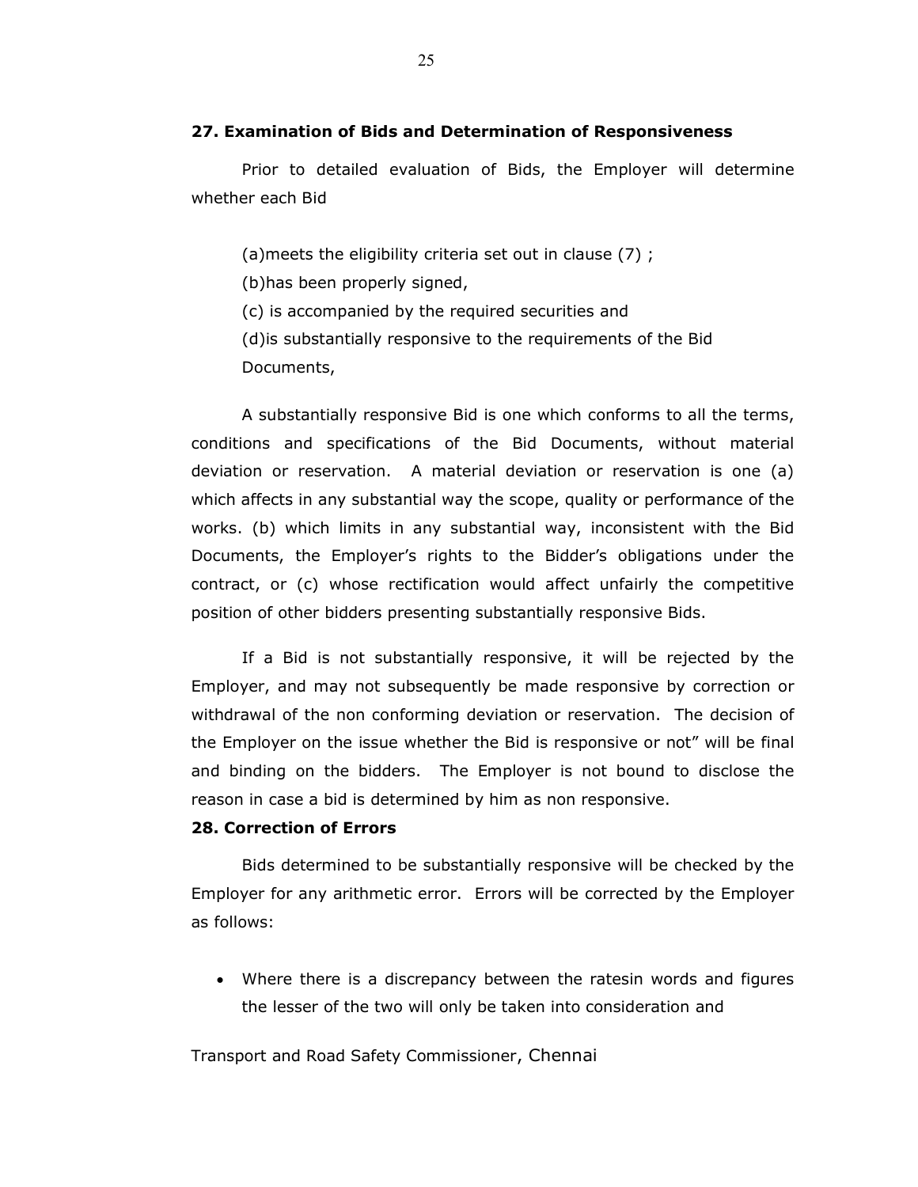### 27. Examination of Bids and Determination of Responsiveness

Prior to detailed evaluation of Bids, the Employer will determine whether each Bid

(a)meets the eligibility criteria set out in clause (7) ;

(b)has been properly signed,

(c) is accompanied by the required securities and

(d)is substantially responsive to the requirements of the Bid Documents,

A substantially responsive Bid is one which conforms to all the terms, conditions and specifications of the Bid Documents, without material deviation or reservation. A material deviation or reservation is one (a) which affects in any substantial way the scope, quality or performance of the works. (b) which limits in any substantial way, inconsistent with the Bid Documents, the Employer's rights to the Bidder's obligations under the contract, or (c) whose rectification would affect unfairly the competitive position of other bidders presenting substantially responsive Bids.

If a Bid is not substantially responsive, it will be rejected by the Employer, and may not subsequently be made responsive by correction or withdrawal of the non conforming deviation or reservation. The decision of the Employer on the issue whether the Bid is responsive or not" will be final and binding on the bidders. The Employer is not bound to disclose the reason in case a bid is determined by him as non responsive.

### 28. Correction of Errors

Bids determined to be substantially responsive will be checked by the Employer for any arithmetic error. Errors will be corrected by the Employer as follows:

- Where there is a discrepancy between the ratesin words and figures the lesser of the two will only be taken into consideration and

Transport and Road Safety Commissioner, Chennai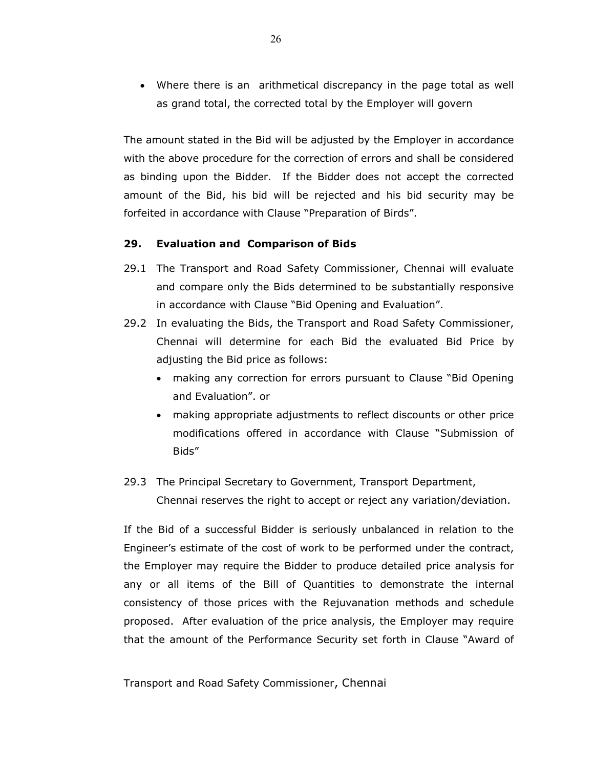- Where there is an arithmetical discrepancy in the page total as well as grand total, the corrected total by the Employer will govern

The amount stated in the Bid will be adjusted by the Employer in accordance with the above procedure for the correction of errors and shall be considered as binding upon the Bidder. If the Bidder does not accept the corrected amount of the Bid, his bid will be rejected and his bid security may be forfeited in accordance with Clause "Preparation of Birds".

**29. Evaluation and Comparison of Bids**

29.1 The Transport and Road Safety Commissioner, Chennai will evaluate and compare only the Bids determined to be substantially responsive in accordance with Clause "Bid Opening and Evaluation".

29.2 In evaluating the Bids, the Transport and Road Safety Commissioner, Chennai will determine for each Bid the evaluated Bid Price by adjusting the Bid price as follows:

- making any correction for errors pursuant to Clause "Bid Opening and Evaluation". or
- making appropriate adjustments to reflect discounts or other price modifications offered in accordance with Clause "Submission of Bids"

29.3 The Principal Secretary to Government, Transport Department, Chennai reserves the right to accept or reject any variation/deviation.

If the Bid of a successful Bidder is seriously unbalanced in relation to the Engineer's estimate of the cost of work to be performed under the contract, the Employer may require the Bidder to produce detailed price analysis for any or all items of the Bill of Quantities to demonstrate the internal consistency of those prices with the Rejuvanation methods and schedule proposed. After evaluation of the price analysis, the Employer may require that the amount of the Performance Security set forth in Clause "Award of

Transport and Road Safety Commissioner, Chennai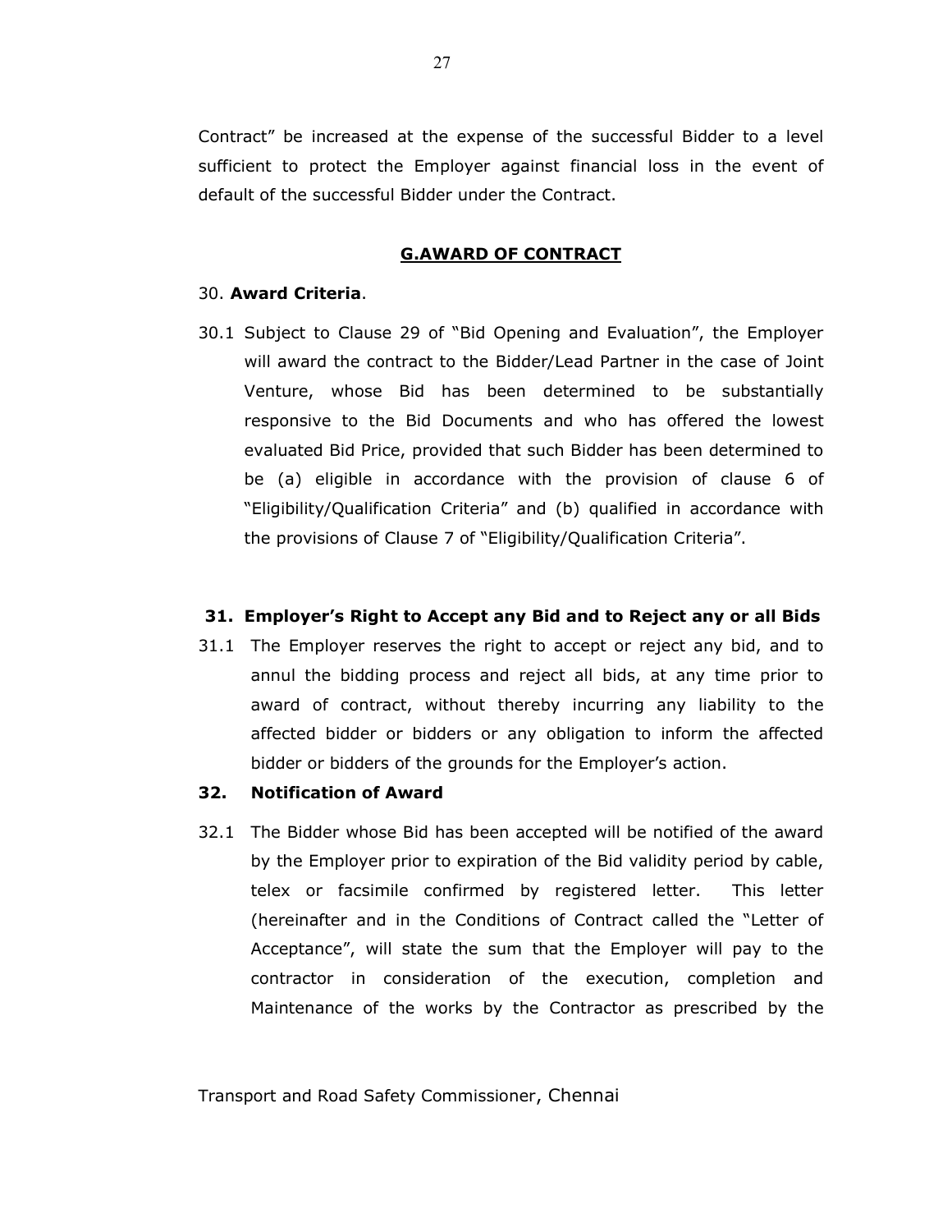Contract” be increased at the expense of the successful Bidder to a level sufficient to protect the Employer against financial loss in the event of default of the successful Bidder under the Contract.

## G.AWARD OF CONTRACT

30. **Award Criteria**.

30.1 Subject to Clause 29 of “Bid Opening and Evaluation”, the Employer will award the contract to the Bidder/Lead Partner in the case of Joint Venture, whose Bid has been determined to be substantially responsive to the Bid Documents and who has offered the lowest evaluated Bid Price, provided that such Bidder has been determined to be (a) eligible in accordance with the provision of clause 6 of “Eligibility/Qualification Criteria” and (b) qualified in accordance with the provisions of Clause 7 of “Eligibility/Qualification Criteria”.

**31. Employer’s Right to Accept any Bid and to Reject any or all Bids**

31.1 The Employer reserves the right to accept or reject any bid, and to annul the bidding process and reject all bids, at any time prior to award of contract, without thereby incurring any liability to the affected bidder or bidders or any obligation to inform the affected bidder or bidders of the grounds for the Employer’s action.

**32. Notification of Award**

32.1 The Bidder whose Bid has been accepted will be notified of the award by the Employer prior to expiration of the Bid validity period by cable, telex or facsimile confirmed by registered letter. This letter (hereinafter and in the Conditions of Contract called the “Letter of Acceptance”, will state the sum that the Employer will pay to the contractor in consideration of the execution, completion and Maintenance of the works by the Contractor as prescribed by the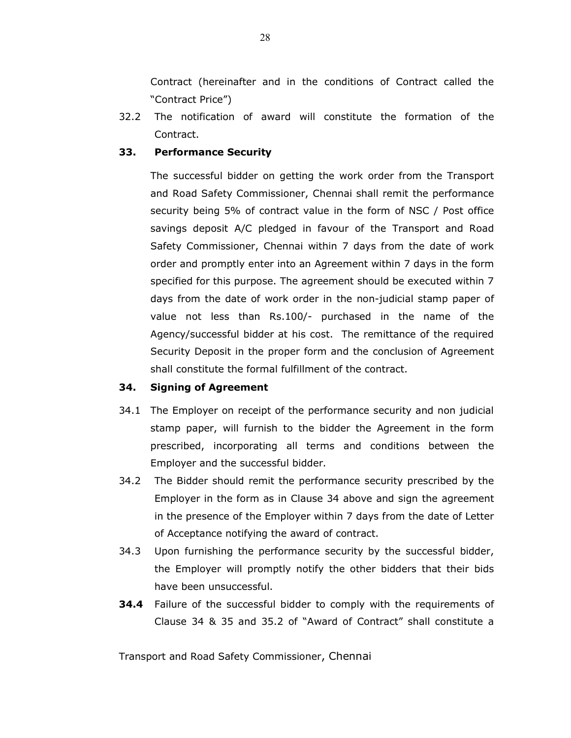Contract (hereinafter and in the conditions of Contract called the "Contract Price")

32.2 The notification of award will constitute the formation of the Contract.

**33. Performance Security**

The successful bidder on getting the work order from the Transport and Road Safety Commissioner, Chennai shall remit the performance security being 5% of contract value in the form of NSC / Post office savings deposit A/C pledged in favour of the Transport and Road Safety Commissioner, Chennai within 7 days from the date of work order and promptly enter into an Agreement within 7 days in the form specified for this purpose. The agreement should be executed within 7 days from the date of work order in the non-judicial stamp paper of value not less than Rs.100/- purchased in the name of the Agency/successful bidder at his cost. The remittance of the required Security Deposit in the proper form and the conclusion of Agreement shall constitute the formal fulfillment of the contract.

**34. Signing of Agreement**

34.1 The Employer on receipt of the performance security and non judicial stamp paper, will furnish to the bidder the Agreement in the form prescribed, incorporating all terms and conditions between the Employer and the successful bidder.

34.2 The Bidder should remit the performance security prescribed by the Employer in the form as in Clause 34 above and sign the agreement in the presence of the Employer within 7 days from the date of Letter of Acceptance notifying the award of contract.

34.3 Upon furnishing the performance security by the successful bidder, the Employer will promptly notify the other bidders that their bids have been unsuccessful.

**34.4** Failure of the successful bidder to comply with the requirements of Clause 34 & 35 and 35.2 of "Award of Contract" shall constitute a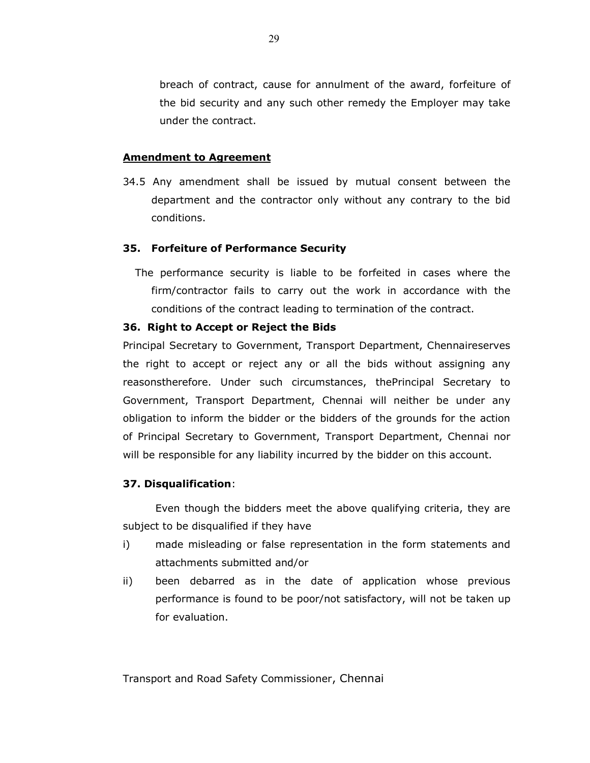breach of contract, cause for annulment of the award, forfeiture of the bid security and any such other remedy the Employer may take under the contract.

**Amendment to Agreement**

34.5 Any amendment shall be issued by mutual consent between the department and the contractor only without any contrary to the bid conditions.

### 35. Forfeiture of Performance Security

The performance security is liable to be forfeited in cases where the firm/contractor fails to carry out the work in accordance with the conditions of the contract leading to termination of the contract.

### 36. Right to Accept or Reject the Bids

Principal Secretary to Government, Transport Department, Chennaireserves the right to accept or reject any or all the bids without assigning any reasonstherefore. Under such circumstances, thePrincipal Secretary to Government, Transport Department, Chennai will neither be under any obligation to inform the bidder or the bidders of the grounds for the action of Principal Secretary to Government, Transport Department, Chennai nor will be responsible for any liability incurred by the bidder on this account.

### 37. Disqualification:

Even though the bidders meet the above qualifying criteria, they are subject to be disqualified if they have

i) made misleading or false representation in the form statements and attachments submitted and/or

ii) been debarred as in the date of application whose previous performance is found to be poor/not satisfactory, will not be taken up for evaluation.

Transport and Road Safety Commissioner, Chennai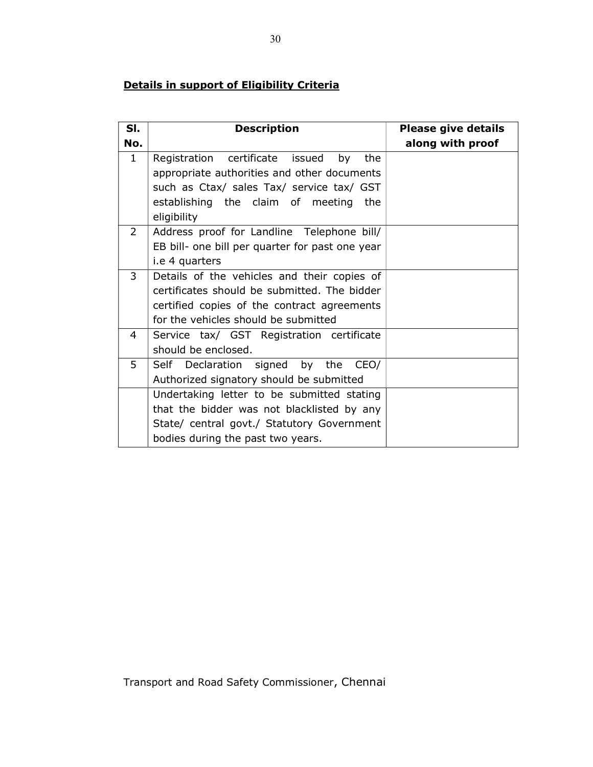**Details in support of Eligibility Criteria**

| Sl. No. | Description | Please give details along with proof |
| --- | --- | --- |
| 1 | Registration certificate issued by the appropriate authorities and other documents such as Ctax/ sales Tax/ service tax/ GST establishing the claim of meeting the eligibility | |
| 2 | Address proof for Landline Telephone bill/ EB bill- one bill per quarter for past one year i.e 4 quarters | |
| 3 | Details of the vehicles and their copies of certificates should be submitted. The bidder certified copies of the contract agreements for the vehicles should be submitted | |
| 4 | Service tax/ GST Registration certificate should be enclosed. | |
| 5 | Self Declaration signed by the CEO/ Authorized signatory should be submitted | |
| | Undertaking letter to be submitted stating that the bidder was not blacklisted by any State/ central govt./ Statutory Government bodies during the past two years. | |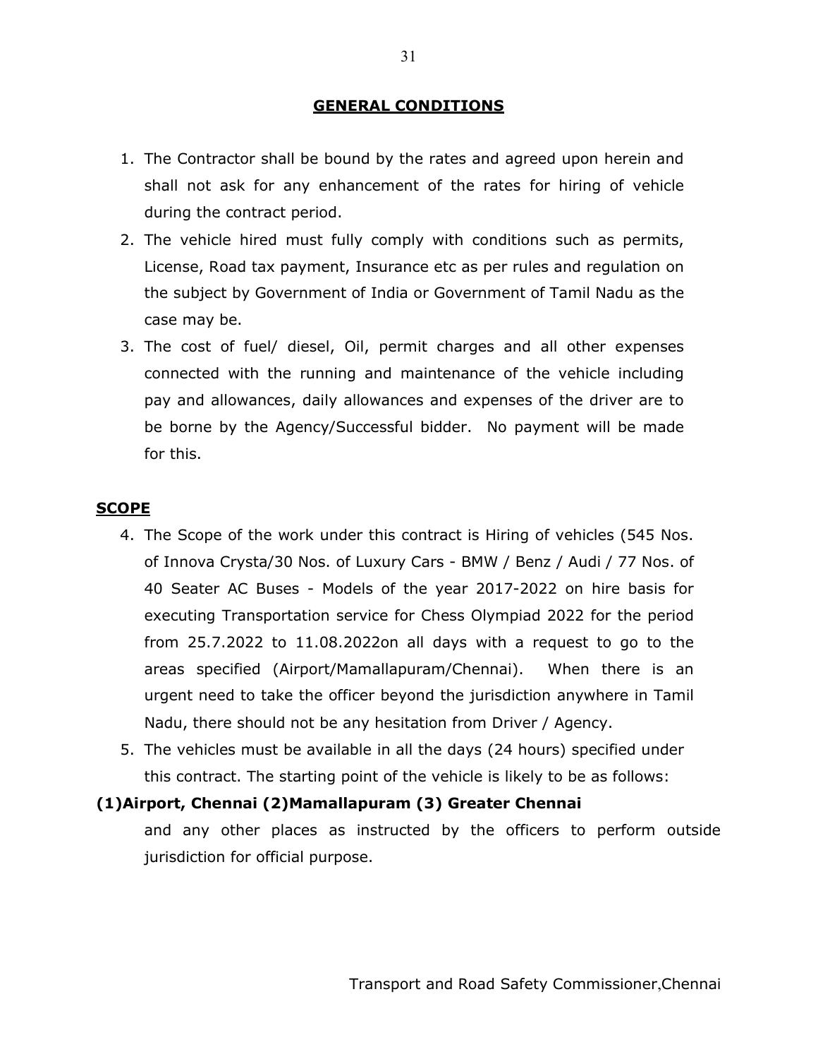## GENERAL CONDITIONS

1. The Contractor shall be bound by the rates and agreed upon herein and shall not ask for any enhancement of the rates for hiring of vehicle during the contract period.
2. The vehicle hired must fully comply with conditions such as permits, License, Road tax payment, Insurance etc as per rules and regulation on the subject by Government of India or Government of Tamil Nadu as the case may be.
3. The cost of fuel/ diesel, Oil, permit charges and all other expenses connected with the running and maintenance of the vehicle including pay and allowances, daily allowances and expenses of the driver are to be borne by the Agency/Successful bidder. No payment will be made for this.

## SCOPE

4. The Scope of the work under this contract is Hiring of vehicles (545 Nos. of Innova Crysta/30 Nos. of Luxury Cars - BMW / Benz / Audi / 77 Nos. of 40 Seater AC Buses - Models of the year 2017-2022 on hire basis for executing Transportation service for Chess Olympiad 2022 for the period from 25.7.2022 to 11.08.2022on all days with a request to go to the areas specified (Airport/Mamallapuram/Chennai). When there is an urgent need to take the officer beyond the jurisdiction anywhere in Tamil Nadu, there should not be any hesitation from Driver / Agency.
5. The vehicles must be available in all the days (24 hours) specified under this contract. The starting point of the vehicle is likely to be as follows:

**(1)Airport, Chennai (2)Mamallapuram (3) Greater Chennai**

and any other places as instructed by the officers to perform outside jurisdiction for official purpose.

Transport and Road Safety Commissioner,Chennai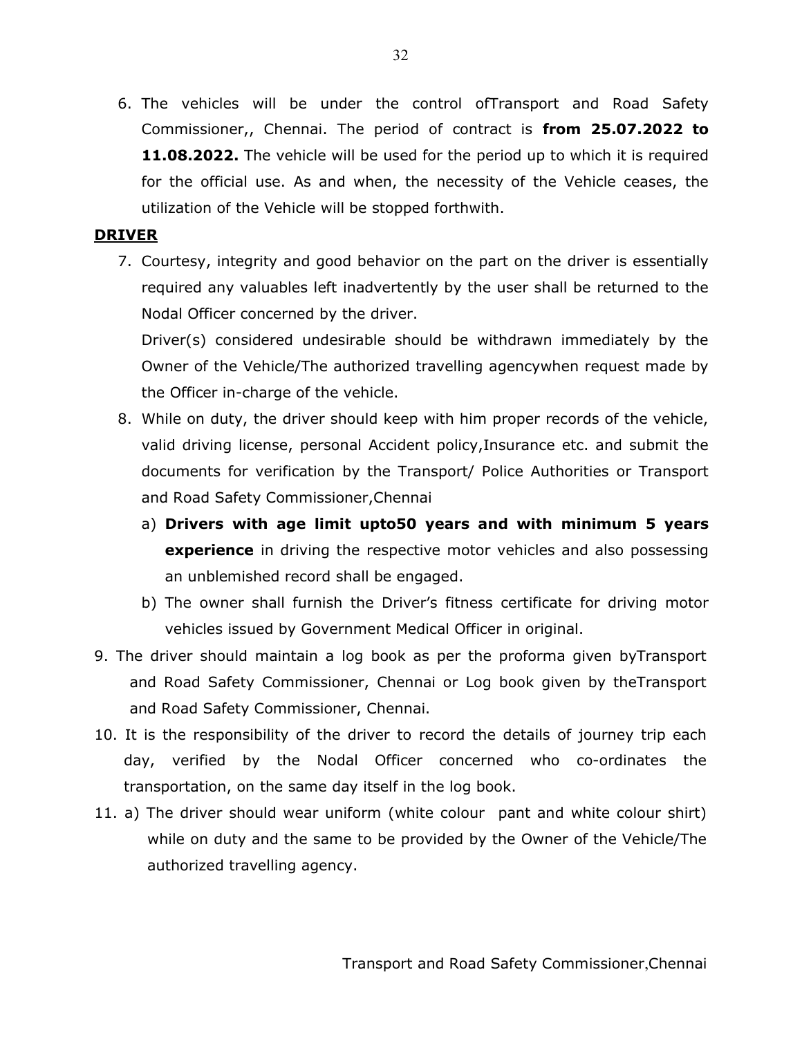6. The vehicles will be under the control ofTransport and Road Safety Commissioner,, Chennai. The period of contract is **from 25.07.2022 to 11.08.2022.** The vehicle will be used for the period up to which it is required for the official use. As and when, the necessity of the Vehicle ceases, the utilization of the Vehicle will be stopped forthwith.

**DRIVER**

7. Courtesy, integrity and good behavior on the part on the driver is essentially required any valuables left inadvertently by the user shall be returned to the Nodal Officer concerned by the driver.

   Driver(s) considered undesirable should be withdrawn immediately by the Owner of the Vehicle/The authorized travelling agencywhen request made by the Officer in-charge of the vehicle.

8. While on duty, the driver should keep with him proper records of the vehicle, valid driving license, personal Accident policy,Insurance etc. and submit the documents for verification by the Transport/ Police Authorities or Transport and Road Safety Commissioner,Chennai

   a) **Drivers with age limit upto50 years and with minimum 5 years experience** in driving the respective motor vehicles and also possessing an unblemished record shall be engaged.

   b) The owner shall furnish the Driver's fitness certificate for driving motor vehicles issued by Government Medical Officer in original.

9. The driver should maintain a log book as per the proforma given byTransport and Road Safety Commissioner, Chennai or Log book given by theTransport and Road Safety Commissioner, Chennai.

10. It is the responsibility of the driver to record the details of journey trip each day, verified by the Nodal Officer concerned who co-ordinates the transportation, on the same day itself in the log book.

11. a) The driver should wear uniform (white colour pant and white colour shirt) while on duty and the same to be provided by the Owner of the Vehicle/The authorized travelling agency.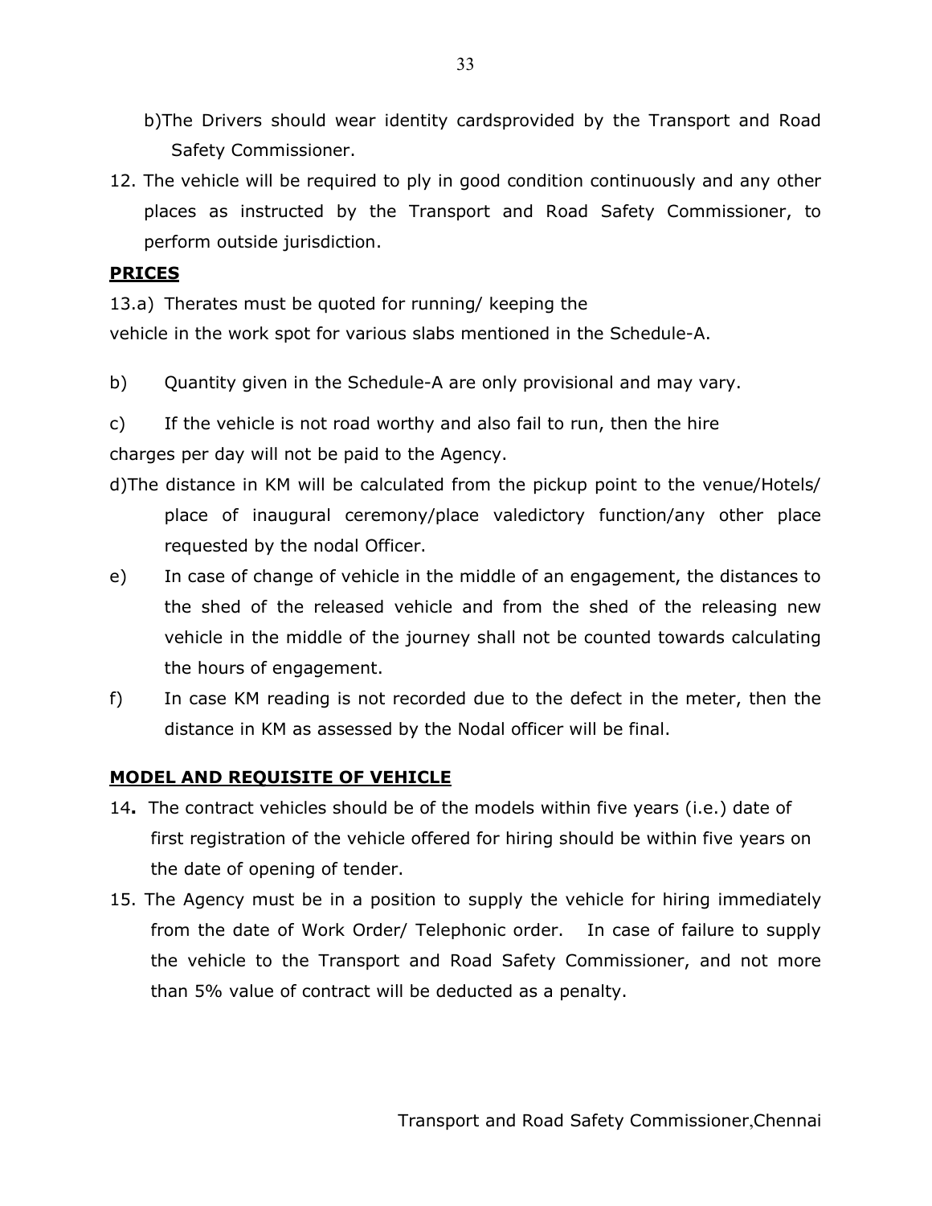b)The Drivers should wear identity cardsprovided by the Transport and Road Safety Commissioner.

12. The vehicle will be required to ply in good condition continuously and any other places as instructed by the Transport and Road Safety Commissioner, to perform outside jurisdiction.

**PRICES**

13.a) Therates must be quoted for running/ keeping the vehicle in the work spot for various slabs mentioned in the Schedule-A.

b) Quantity given in the Schedule-A are only provisional and may vary.

c) If the vehicle is not road worthy and also fail to run, then the hire charges per day will not be paid to the Agency.

d)The distance in KM will be calculated from the pickup point to the venue/Hotels/ place of inaugural ceremony/place valedictory function/any other place requested by the nodal Officer.

e) In case of change of vehicle in the middle of an engagement, the distances to the shed of the released vehicle and from the shed of the releasing new vehicle in the middle of the journey shall not be counted towards calculating the hours of engagement.

f) In case KM reading is not recorded due to the defect in the meter, then the distance in KM as assessed by the Nodal officer will be final.

**MODEL AND REQUISITE OF VEHICLE**

14**.** The contract vehicles should be of the models within five years (i.e.) date of first registration of the vehicle offered for hiring should be within five years on the date of opening of tender.

15. The Agency must be in a position to supply the vehicle for hiring immediately from the date of Work Order/ Telephonic order. In case of failure to supply the vehicle to the Transport and Road Safety Commissioner, and not more than 5% value of contract will be deducted as a penalty.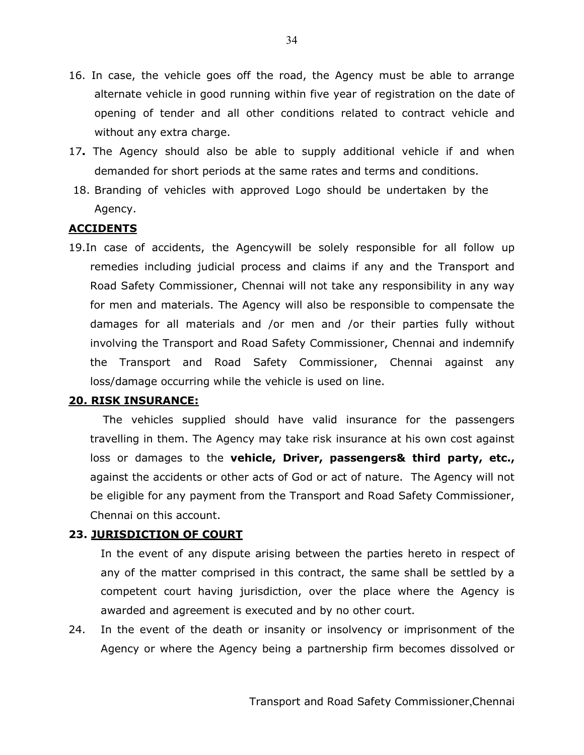16. In case, the vehicle goes off the road, the Agency must be able to arrange alternate vehicle in good running within five year of registration on the date of opening of tender and all other conditions related to contract vehicle and without any extra charge.
17. The Agency should also be able to supply additional vehicle if and when demanded for short periods at the same rates and terms and conditions.
18. Branding of vehicles with approved Logo should be undertaken by the Agency.

**ACCIDENTS**

19. In case of accidents, the Agencywill be solely responsible for all follow up remedies including judicial process and claims if any and the Transport and Road Safety Commissioner, Chennai will not take any responsibility in any way for men and materials. The Agency will also be responsible to compensate the damages for all materials and /or men and /or their parties fully without involving the Transport and Road Safety Commissioner, Chennai and indemnify the Transport and Road Safety Commissioner, Chennai against any loss/damage occurring while the vehicle is used on line.

**20. RISK INSURANCE:**

The vehicles supplied should have valid insurance for the passengers travelling in them. The Agency may take risk insurance at his own cost against loss or damages to the **vehicle, Driver, passengers& third party, etc.,** against the accidents or other acts of God or act of nature. The Agency will not be eligible for any payment from the Transport and Road Safety Commissioner, Chennai on this account.

**23. JURISDICTION OF COURT**

In the event of any dispute arising between the parties hereto in respect of any of the matter comprised in this contract, the same shall be settled by a competent court having jurisdiction, over the place where the Agency is awarded and agreement is executed and by no other court.

24. In the event of the death or insanity or insolvency or imprisonment of the Agency or where the Agency being a partnership firm becomes dissolved or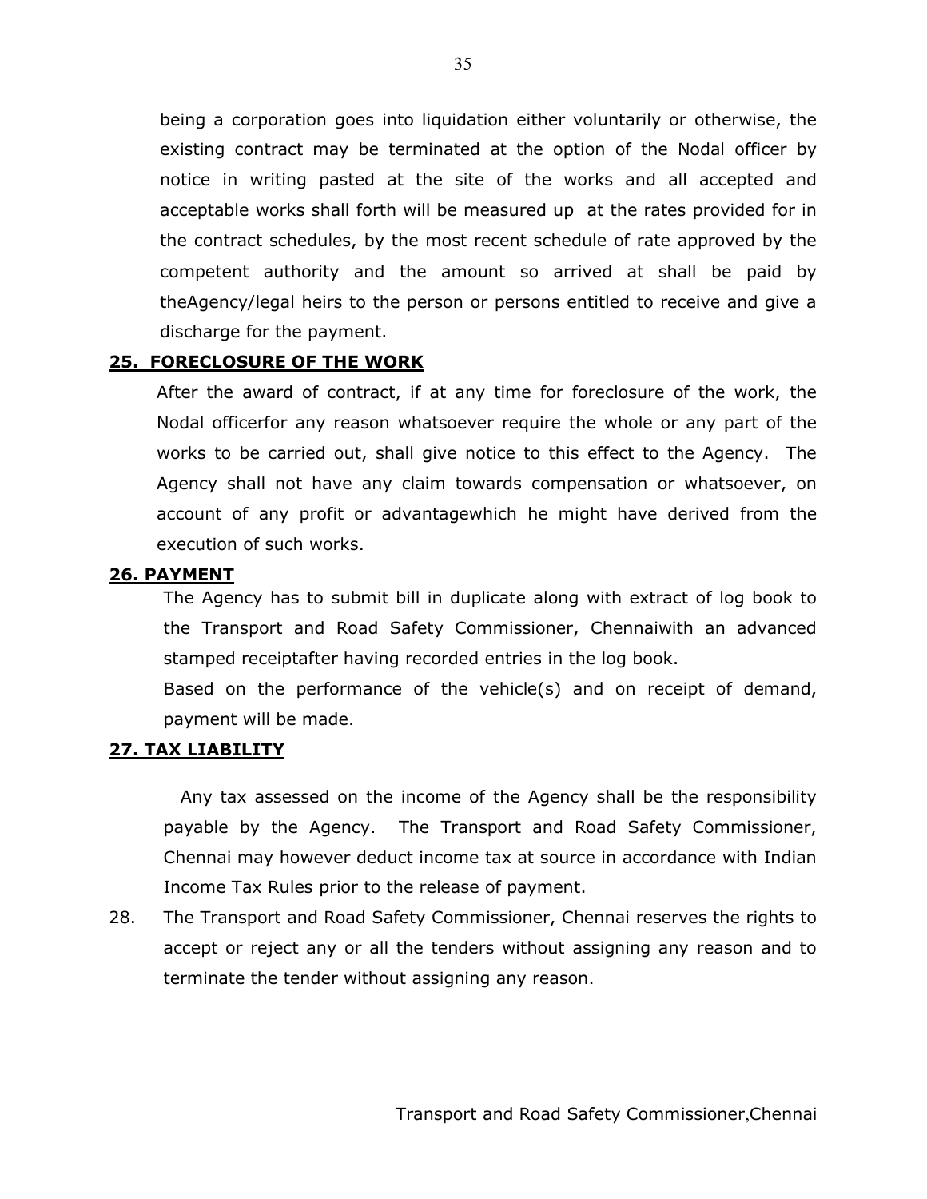being a corporation goes into liquidation either voluntarily or otherwise, the existing contract may be terminated at the option of the Nodal officer by notice in writing pasted at the site of the works and all accepted and acceptable works shall forth will be measured up at the rates provided for in the contract schedules, by the most recent schedule of rate approved by the competent authority and the amount so arrived at shall be paid by theAgency/legal heirs to the person or persons entitled to receive and give a discharge for the payment.

## 25. FORECLOSURE OF THE WORK

After the award of contract, if at any time for foreclosure of the work, the Nodal officerfor any reason whatsoever require the whole or any part of the works to be carried out, shall give notice to this effect to the Agency. The Agency shall not have any claim towards compensation or whatsoever, on account of any profit or advantagewhich he might have derived from the execution of such works.

## 26. PAYMENT

The Agency has to submit bill in duplicate along with extract of log book to the Transport and Road Safety Commissioner, Chennaiwith an advanced stamped receiptafter having recorded entries in the log book.

Based on the performance of the vehicle(s) and on receipt of demand, payment will be made.

## 27. TAX LIABILITY

Any tax assessed on the income of the Agency shall be the responsibility payable by the Agency. The Transport and Road Safety Commissioner, Chennai may however deduct income tax at source in accordance with Indian Income Tax Rules prior to the release of payment.

28. The Transport and Road Safety Commissioner, Chennai reserves the rights to accept or reject any or all the tenders without assigning any reason and to terminate the tender without assigning any reason.

Transport and Road Safety Commissioner,Chennai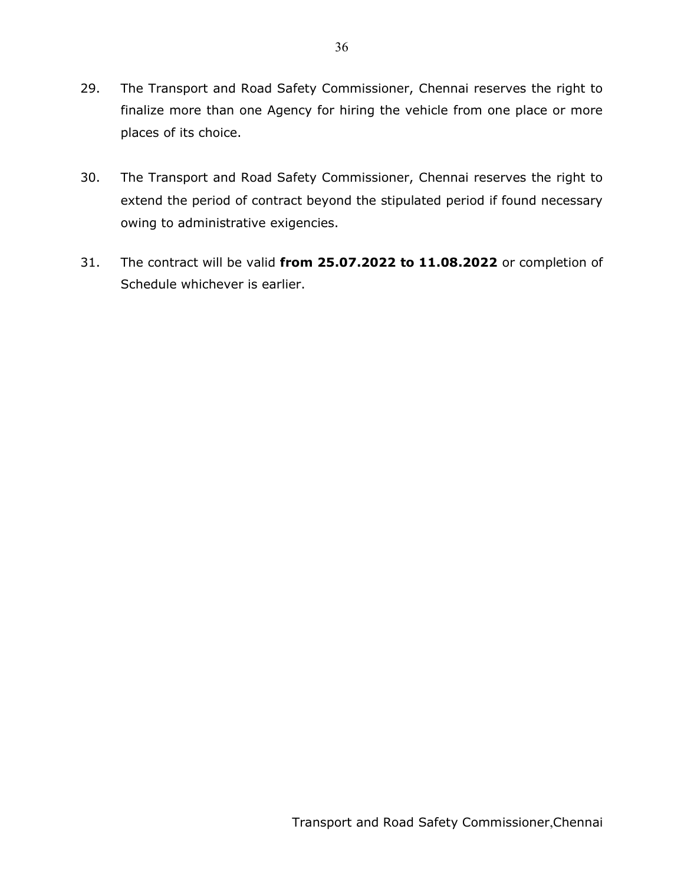29. The Transport and Road Safety Commissioner, Chennai reserves the right to finalize more than one Agency for hiring the vehicle from one place or more places of its choice.

30. The Transport and Road Safety Commissioner, Chennai reserves the right to extend the period of contract beyond the stipulated period if found necessary owing to administrative exigencies.

31. The contract will be valid **from 25.07.2022 to 11.08.2022** or completion of Schedule whichever is earlier.

Transport and Road Safety Commissioner,Chennai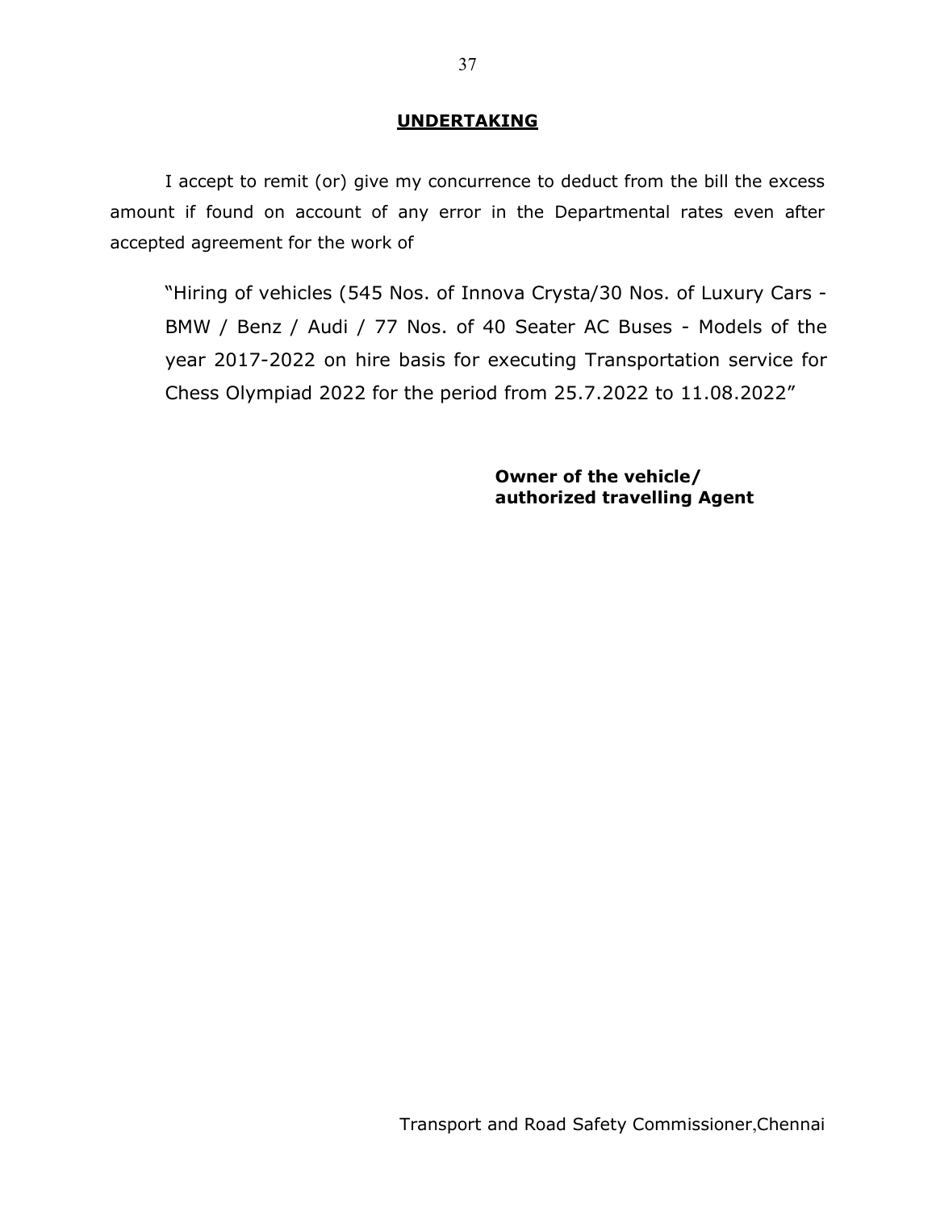## UNDERTAKING

I accept to remit (or) give my concurrence to deduct from the bill the excess amount if found on account of any error in the Departmental rates even after accepted agreement for the work of

> "Hiring of vehicles (545 Nos. of Innova Crysta/30 Nos. of Luxury Cars - BMW / Benz / Audi / 77 Nos. of 40 Seater AC Buses - Models of the year 2017-2022 on hire basis for executing Transportation service for Chess Olympiad 2022 for the period from 25.7.2022 to 11.08.2022"

**Owner of the vehicle/**
**authorized travelling Agent**

Transport and Road Safety Commissioner,Chennai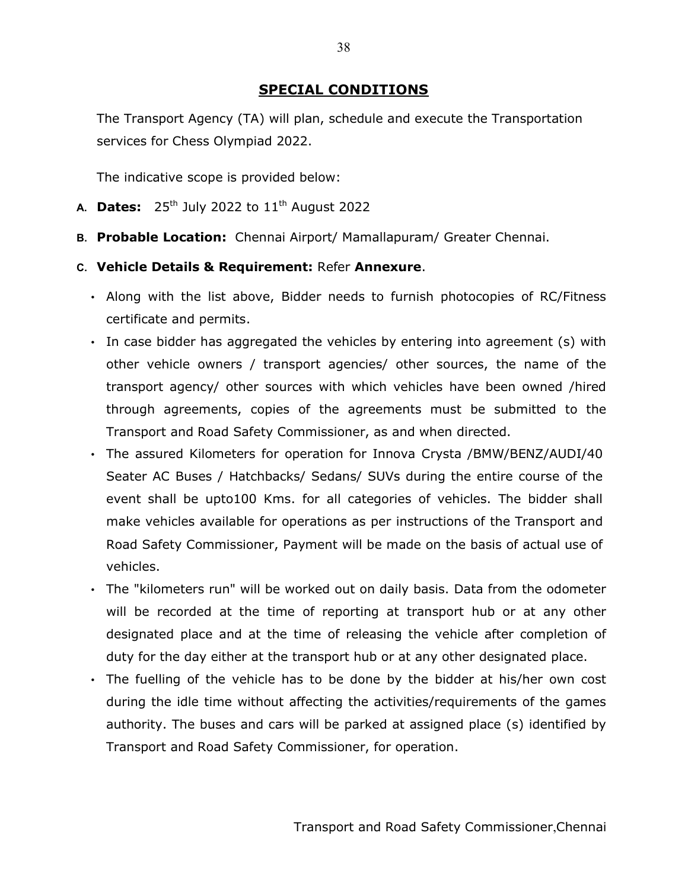## SPECIAL CONDITIONS

The Transport Agency (TA) will plan, schedule and execute the Transportation services for Chess Olympiad 2022.

The indicative scope is provided below:

**A. Dates:** 25th July 2022 to 11th August 2022

**B. Probable Location:** Chennai Airport/ Mamallapuram/ Greater Chennai.

**C. Vehicle Details & Requirement:** Refer **Annexure**.

- Along with the list above, Bidder needs to furnish photocopies of RC/Fitness certificate and permits.
- In case bidder has aggregated the vehicles by entering into agreement (s) with other vehicle owners / transport agencies/ other sources, the name of the transport agency/ other sources with which vehicles have been owned /hired through agreements, copies of the agreements must be submitted to the Transport and Road Safety Commissioner, as and when directed.
- The assured Kilometers for operation for Innova Crysta /BMW/BENZ/AUDI/40 Seater AC Buses / Hatchbacks/ Sedans/ SUVs during the entire course of the event shall be upto100 Kms. for all categories of vehicles. The bidder shall make vehicles available for operations as per instructions of the Transport and Road Safety Commissioner, Payment will be made on the basis of actual use of vehicles.
- The "kilometers run" will be worked out on daily basis. Data from the odometer will be recorded at the time of reporting at transport hub or at any other designated place and at the time of releasing the vehicle after completion of duty for the day either at the transport hub or at any other designated place.
- The fuelling of the vehicle has to be done by the bidder at his/her own cost during the idle time without affecting the activities/requirements of the games authority. The buses and cars will be parked at assigned place (s) identified by Transport and Road Safety Commissioner, for operation.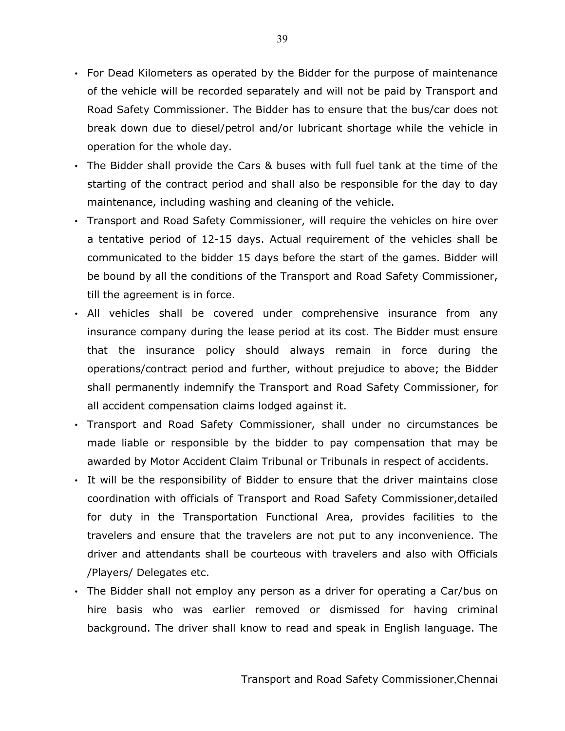- For Dead Kilometers as operated by the Bidder for the purpose of maintenance of the vehicle will be recorded separately and will not be paid by Transport and Road Safety Commissioner. The Bidder has to ensure that the bus/car does not break down due to diesel/petrol and/or lubricant shortage while the vehicle in operation for the whole day.
- The Bidder shall provide the Cars & buses with full fuel tank at the time of the starting of the contract period and shall also be responsible for the day to day maintenance, including washing and cleaning of the vehicle.
- Transport and Road Safety Commissioner, will require the vehicles on hire over a tentative period of 12-15 days. Actual requirement of the vehicles shall be communicated to the bidder 15 days before the start of the games. Bidder will be bound by all the conditions of the Transport and Road Safety Commissioner, till the agreement is in force.
- All vehicles shall be covered under comprehensive insurance from any insurance company during the lease period at its cost. The Bidder must ensure that the insurance policy should always remain in force during the operations/contract period and further, without prejudice to above; the Bidder shall permanently indemnify the Transport and Road Safety Commissioner, for all accident compensation claims lodged against it.
- Transport and Road Safety Commissioner, shall under no circumstances be made liable or responsible by the bidder to pay compensation that may be awarded by Motor Accident Claim Tribunal or Tribunals in respect of accidents.
- It will be the responsibility of Bidder to ensure that the driver maintains close coordination with officials of Transport and Road Safety Commissioner,detailed for duty in the Transportation Functional Area, provides facilities to the travelers and ensure that the travelers are not put to any inconvenience. The driver and attendants shall be courteous with travelers and also with Officials /Players/ Delegates etc.
- The Bidder shall not employ any person as a driver for operating a Car/bus on hire basis who was earlier removed or dismissed for having criminal background. The driver shall know to read and speak in English language. The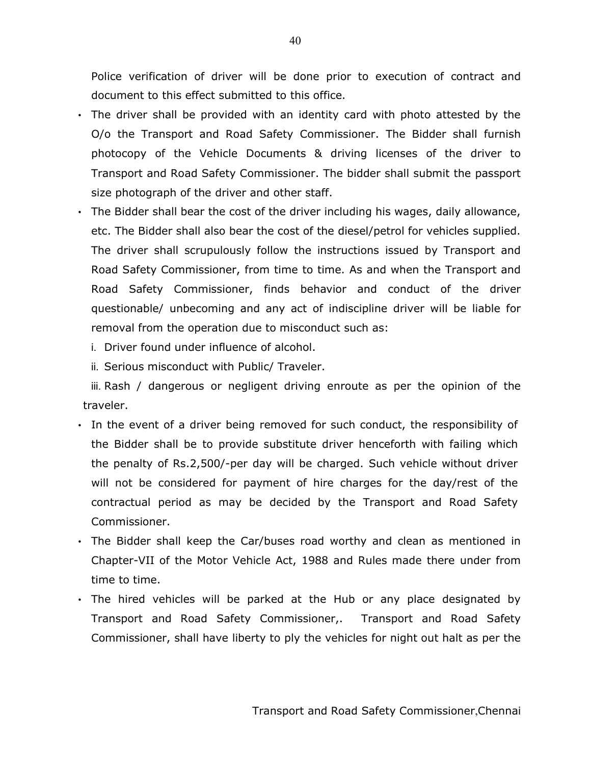Police verification of driver will be done prior to execution of contract and document to this effect submitted to this office.

- The driver shall be provided with an identity card with photo attested by the O/o the Transport and Road Safety Commissioner. The Bidder shall furnish photocopy of the Vehicle Documents & driving licenses of the driver to Transport and Road Safety Commissioner. The bidder shall submit the passport size photograph of the driver and other staff.
- The Bidder shall bear the cost of the driver including his wages, daily allowance, etc. The Bidder shall also bear the cost of the diesel/petrol for vehicles supplied. The driver shall scrupulously follow the instructions issued by Transport and Road Safety Commissioner, from time to time. As and when the Transport and Road Safety Commissioner, finds behavior and conduct of the driver questionable/ unbecoming and any act of indiscipline driver will be liable for removal from the operation due to misconduct such as:
  - i. Driver found under influence of alcohol.
  - ii. Serious misconduct with Public/ Traveler.
  - iii. Rash / dangerous or negligent driving enroute as per the opinion of the traveler.
- In the event of a driver being removed for such conduct, the responsibility of the Bidder shall be to provide substitute driver henceforth with failing which the penalty of Rs.2,500/-per day will be charged. Such vehicle without driver will not be considered for payment of hire charges for the day/rest of the contractual period as may be decided by the Transport and Road Safety Commissioner.
- The Bidder shall keep the Car/buses road worthy and clean as mentioned in Chapter-VII of the Motor Vehicle Act, 1988 and Rules made there under from time to time.
- The hired vehicles will be parked at the Hub or any place designated by Transport and Road Safety Commissioner,. Transport and Road Safety Commissioner, shall have liberty to ply the vehicles for night out halt as per the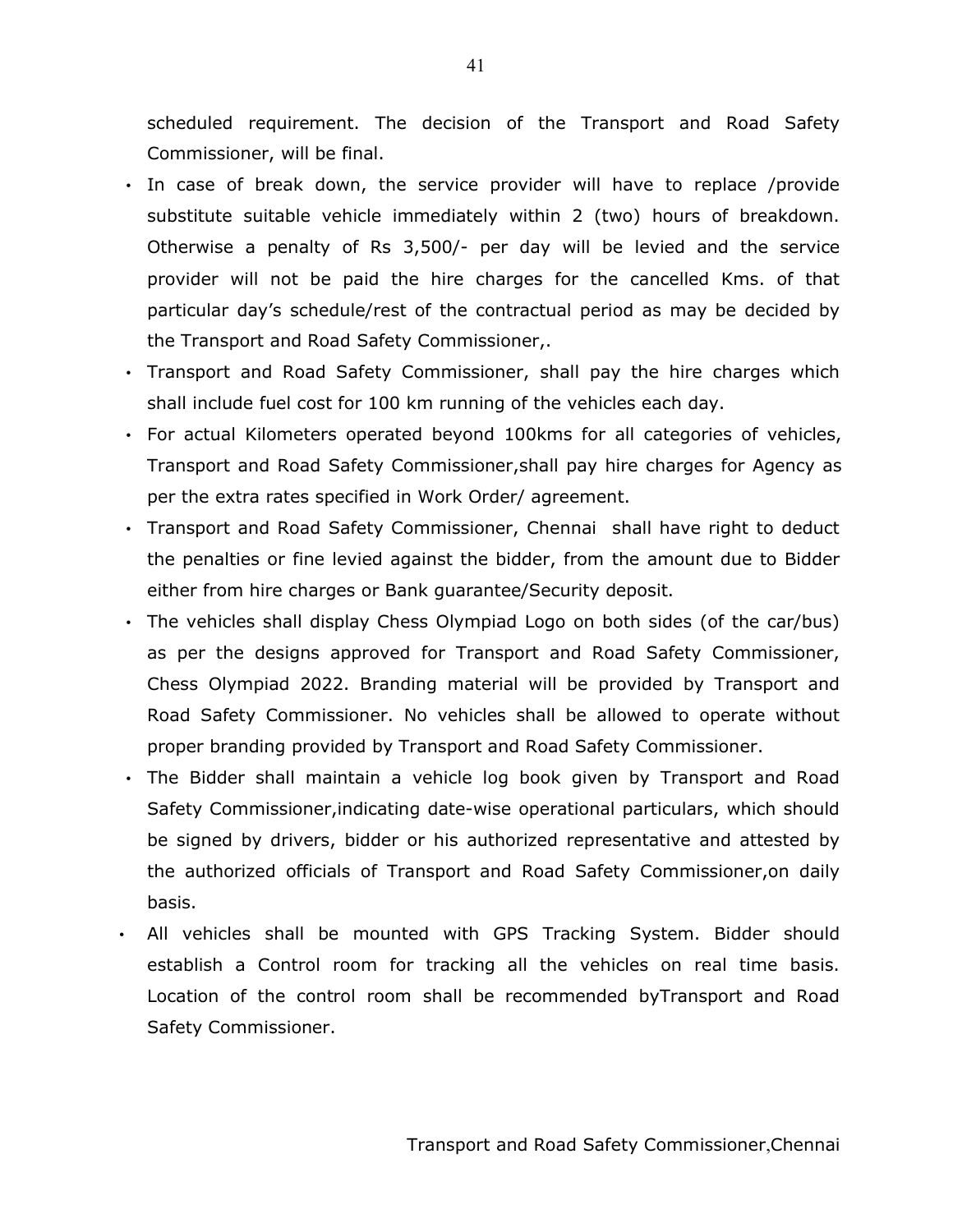scheduled requirement. The decision of the Transport and Road Safety Commissioner, will be final.

- In case of break down, the service provider will have to replace /provide substitute suitable vehicle immediately within 2 (two) hours of breakdown. Otherwise a penalty of Rs 3,500/- per day will be levied and the service provider will not be paid the hire charges for the cancelled Kms. of that particular day's schedule/rest of the contractual period as may be decided by the Transport and Road Safety Commissioner,.
- Transport and Road Safety Commissioner, shall pay the hire charges which shall include fuel cost for 100 km running of the vehicles each day.
- For actual Kilometers operated beyond 100kms for all categories of vehicles, Transport and Road Safety Commissioner,shall pay hire charges for Agency as per the extra rates specified in Work Order/ agreement.
- Transport and Road Safety Commissioner, Chennai shall have right to deduct the penalties or fine levied against the bidder, from the amount due to Bidder either from hire charges or Bank guarantee/Security deposit.
- The vehicles shall display Chess Olympiad Logo on both sides (of the car/bus) as per the designs approved for Transport and Road Safety Commissioner, Chess Olympiad 2022. Branding material will be provided by Transport and Road Safety Commissioner. No vehicles shall be allowed to operate without proper branding provided by Transport and Road Safety Commissioner.
- The Bidder shall maintain a vehicle log book given by Transport and Road Safety Commissioner,indicating date-wise operational particulars, which should be signed by drivers, bidder or his authorized representative and attested by the authorized officials of Transport and Road Safety Commissioner,on daily basis.
- All vehicles shall be mounted with GPS Tracking System. Bidder should establish a Control room for tracking all the vehicles on real time basis. Location of the control room shall be recommended byTransport and Road Safety Commissioner.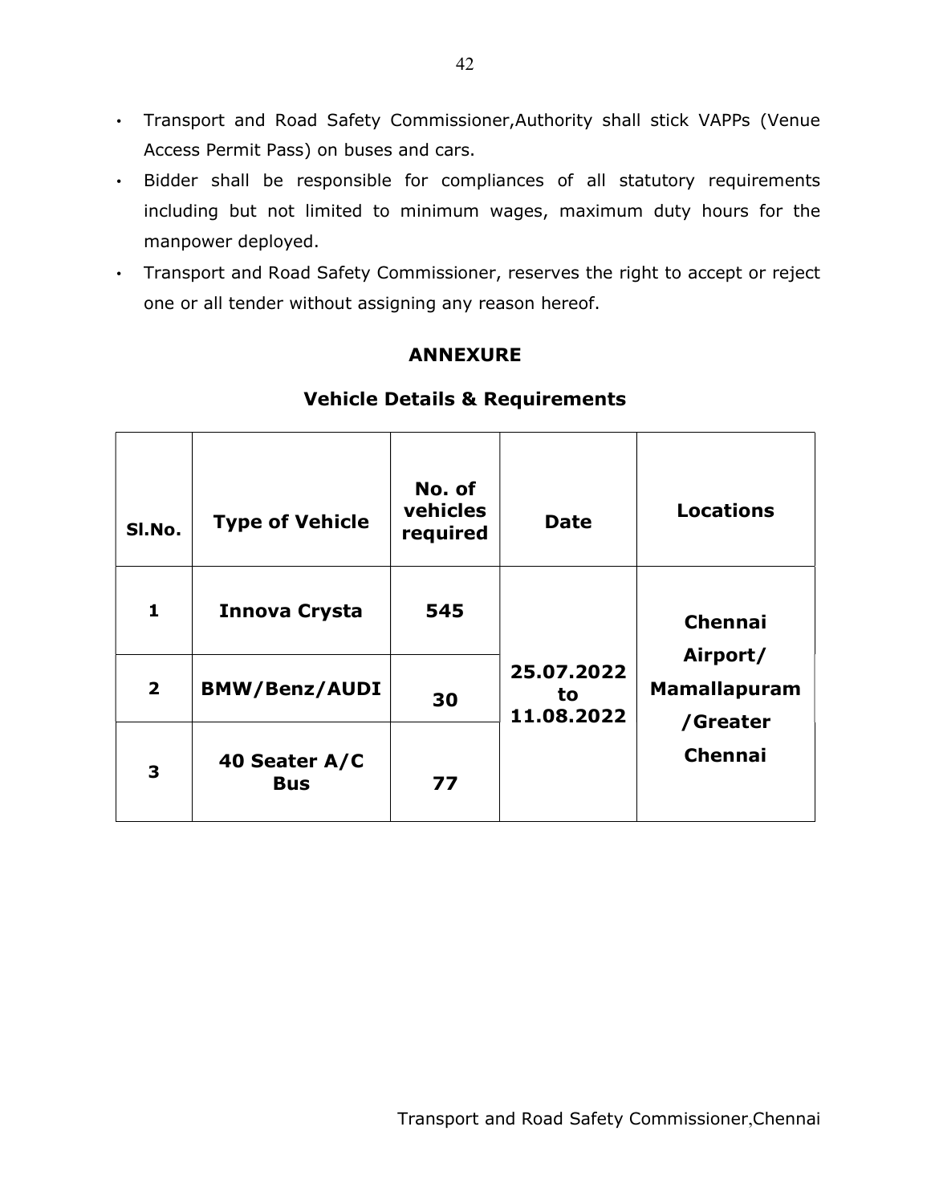- Transport and Road Safety Commissioner,Authority shall stick VAPPs (Venue Access Permit Pass) on buses and cars.
- Bidder shall be responsible for compliances of all statutory requirements including but not limited to minimum wages, maximum duty hours for the manpower deployed.
- Transport and Road Safety Commissioner, reserves the right to accept or reject one or all tender without assigning any reason hereof.

## ANNEXURE

### Vehicle Details & Requirements

| Sl.No. | Type of Vehicle | No. of vehicles required | Date | Locations |
|---|---|---|---|---|
| 1 | Innova Crysta | 545 | 25.07.2022 to 11.08.2022 | Chennai Airport/ Mamallapuram /Greater Chennai |
| 2 | BMW/Benz/AUDI | 30 | | |
| 3 | 40 Seater A/C Bus | 77 | | |

Transport and Road Safety Commissioner,Chennai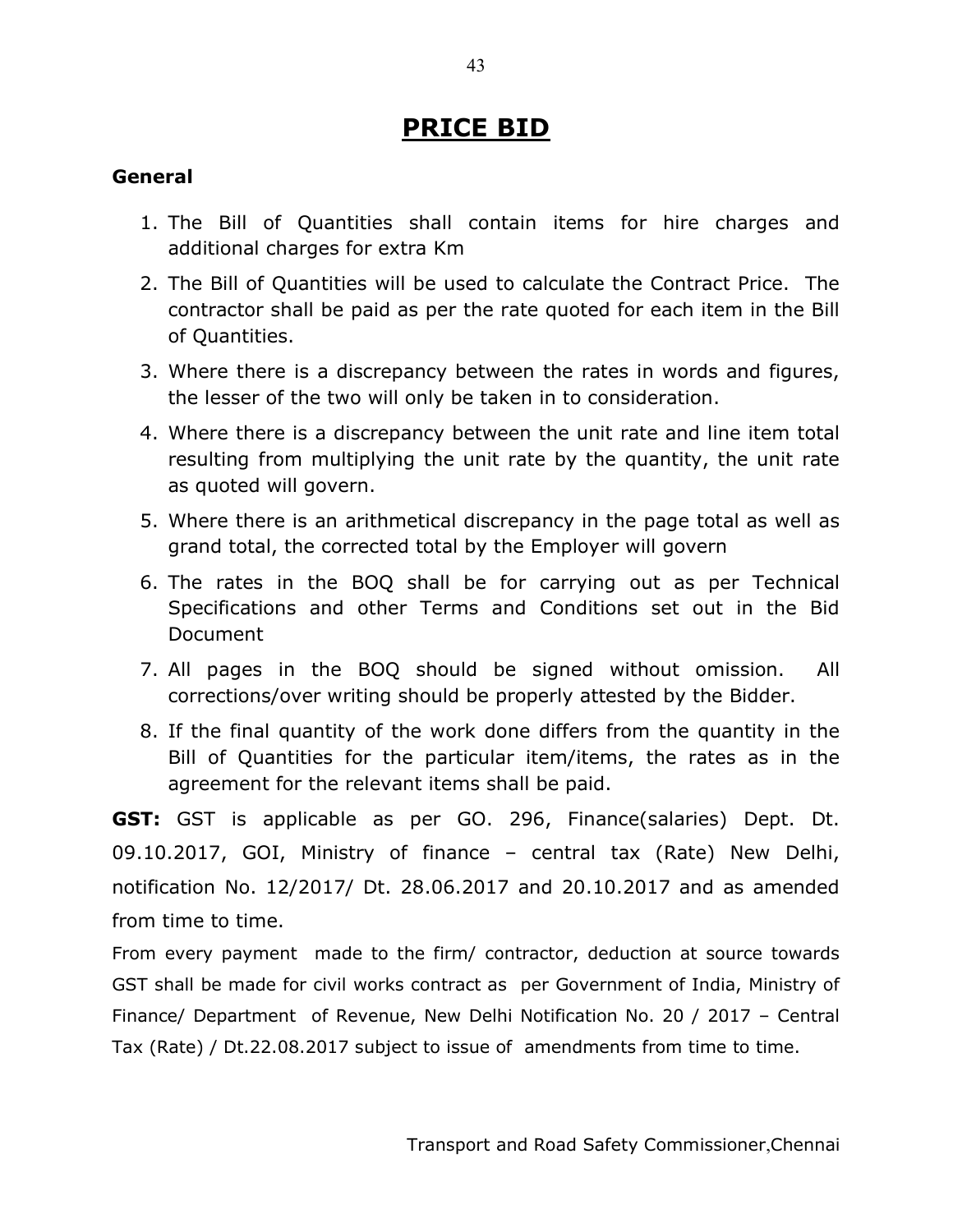# PRICE BID

### General

1. The Bill of Quantities shall contain items for hire charges and additional charges for extra Km
2. The Bill of Quantities will be used to calculate the Contract Price. The contractor shall be paid as per the rate quoted for each item in the Bill of Quantities.
3. Where there is a discrepancy between the rates in words and figures, the lesser of the two will only be taken in to consideration.
4. Where there is a discrepancy between the unit rate and line item total resulting from multiplying the unit rate by the quantity, the unit rate as quoted will govern.
5. Where there is an arithmetical discrepancy in the page total as well as grand total, the corrected total by the Employer will govern
6. The rates in the BOQ shall be for carrying out as per Technical Specifications and other Terms and Conditions set out in the Bid Document
7. All pages in the BOQ should be signed without omission. All corrections/over writing should be properly attested by the Bidder.
8. If the final quantity of the work done differs from the quantity in the Bill of Quantities for the particular item/items, the rates as in the agreement for the relevant items shall be paid.

**GST:** GST is applicable as per GO. 296, Finance(salaries) Dept. Dt. 09.10.2017, GOI, Ministry of finance – central tax (Rate) New Delhi, notification No. 12/2017/ Dt. 28.06.2017 and 20.10.2017 and as amended from time to time.

From every payment made to the firm/ contractor, deduction at source towards GST shall be made for civil works contract as per Government of India, Ministry of Finance/ Department of Revenue, New Delhi Notification No. 20 / 2017 – Central Tax (Rate) / Dt.22.08.2017 subject to issue of amendments from time to time.

Transport and Road Safety Commissioner,Chennai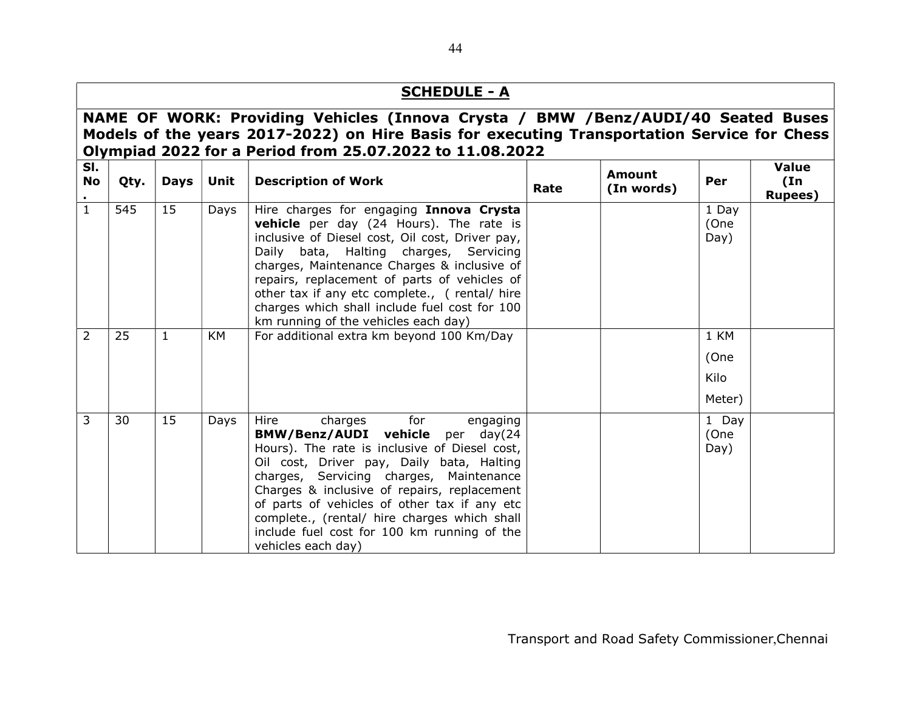## SCHEDULE - A

**NAME OF WORK: Providing Vehicles (Innova Crysta / BMW /Benz/AUDI/40 Seated Buses Models of the years 2017-2022) on Hire Basis for executing Transportation Service for Chess Olympiad 2022 for a Period from 25.07.2022 to 11.08.2022**

| Sl. No. | Qty. | Days | Unit | Description of Work | Rate | Amount (In words) | Per | Value (In Rupees) |
|---|---|---|---|---|---|---|---|---|
| 1 | 545 | 15 | Days | Hire charges for engaging **Innova Crysta vehicle** per day (24 Hours). The rate is inclusive of Diesel cost, Oil cost, Driver pay, Daily bata, Halting charges, Servicing charges, Maintenance Charges & inclusive of repairs, replacement of parts of vehicles of other tax if any etc complete., ( rental/ hire charges which shall include fuel cost for 100 km running of the vehicles each day) | | | 1 Day (One Day) | |
| 2 | 25 | 1 | KM | For additional extra km beyond 100 Km/Day | | | 1 KM (One Kilo Meter) | |
| 3 | 30 | 15 | Days | Hire charges for engaging **BMW/Benz/AUDI vehicle** per day(24 Hours). The rate is inclusive of Diesel cost, Oil cost, Driver pay, Daily bata, Halting charges, Servicing charges, Maintenance Charges & inclusive of repairs, replacement of parts of vehicles of other tax if any etc complete., (rental/ hire charges which shall include fuel cost for 100 km running of the vehicles each day) | | | 1 Day (One Day) | |

Transport and Road Safety Commissioner,Chennai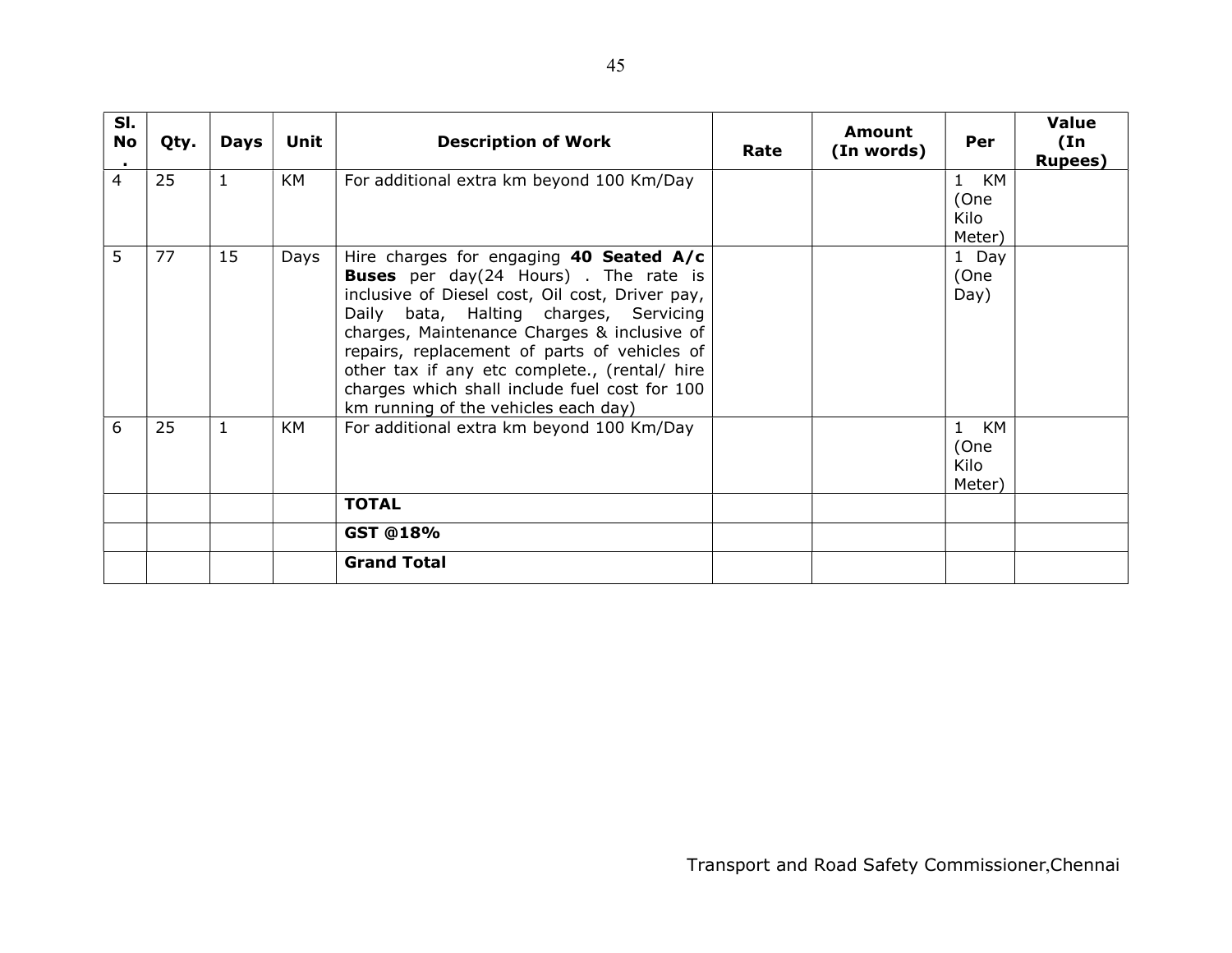| Sl. No. | Qty. | Days | Unit | Description of Work | Rate | Amount (In words) | Per | Value (In Rupees) |
|---|---|---|---|---|---|---|---|---|
| 4 | 25 | 1 | KM | For additional extra km beyond 100 Km/Day | | | 1 KM (One Kilo Meter) | |
| 5 | 77 | 15 | Days | Hire charges for engaging **40 Seated A/c Buses** per day(24 Hours) . The rate is inclusive of Diesel cost, Oil cost, Driver pay, Daily bata, Halting charges, Servicing charges, Maintenance Charges & inclusive of repairs, replacement of parts of vehicles of other tax if any etc complete., (rental/ hire charges which shall include fuel cost for 100 km running of the vehicles each day) | | | 1 Day (One Day) | |
| 6 | 25 | 1 | KM | For additional extra km beyond 100 Km/Day | | | 1 KM (One Kilo Meter) | |
| | | | | **TOTAL** | | | | |
| | | | | **GST @18%** | | | | |
| | | | | **Grand Total** | | | | |

Transport and Road Safety Commissioner,Chennai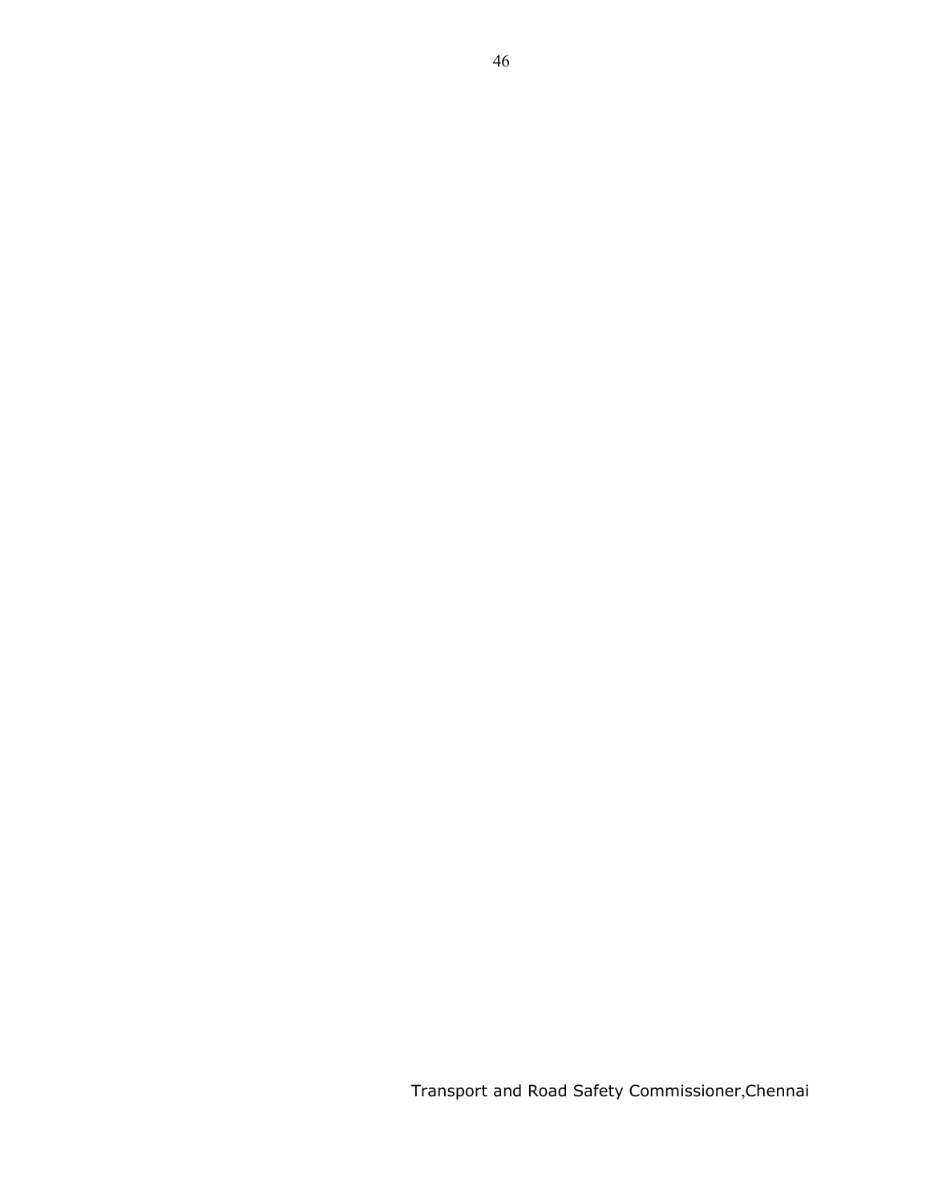Transport and Road Safety Commissioner,Chennai